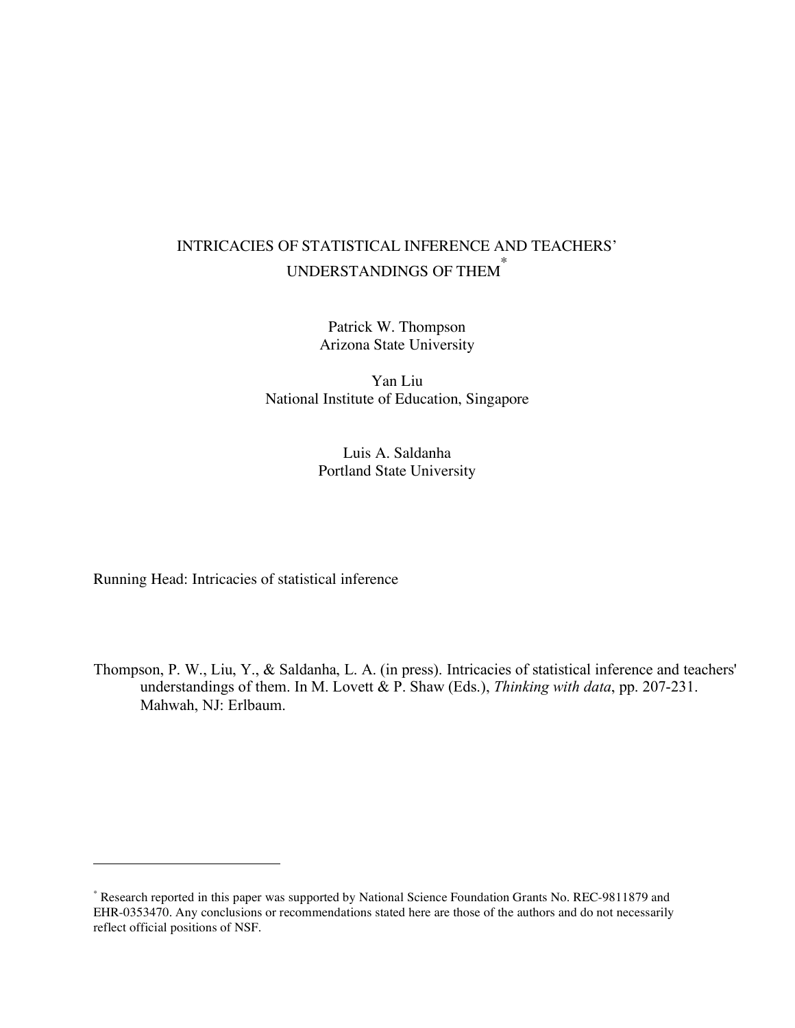# INTRICACIES OF STATISTICAL INFERENCE AND TEACHERS' UNDERSTANDINGS OF THEM[*]

Patrick W. Thompson
Arizona State University

Yan Liu
National Institute of Education, Singapore

Luis A. Saldanha
Portland State University

Running Head: Intricacies of statistical inference

Thompson, P. W., Liu, Y., & Saldanha, L. A. (in press). Intricacies of statistical inference and teachers' understandings of them. In M. Lovett & P. Shaw (Eds.), *Thinking with data*, pp. 207-231. Mahwah, NJ: Erlbaum.

---

[*] Research reported in this paper was supported by National Science Foundation Grants No. REC-9811879 and EHR-0353470. Any conclusions or recommendations stated here are those of the authors and do not necessarily reflect official positions of NSF.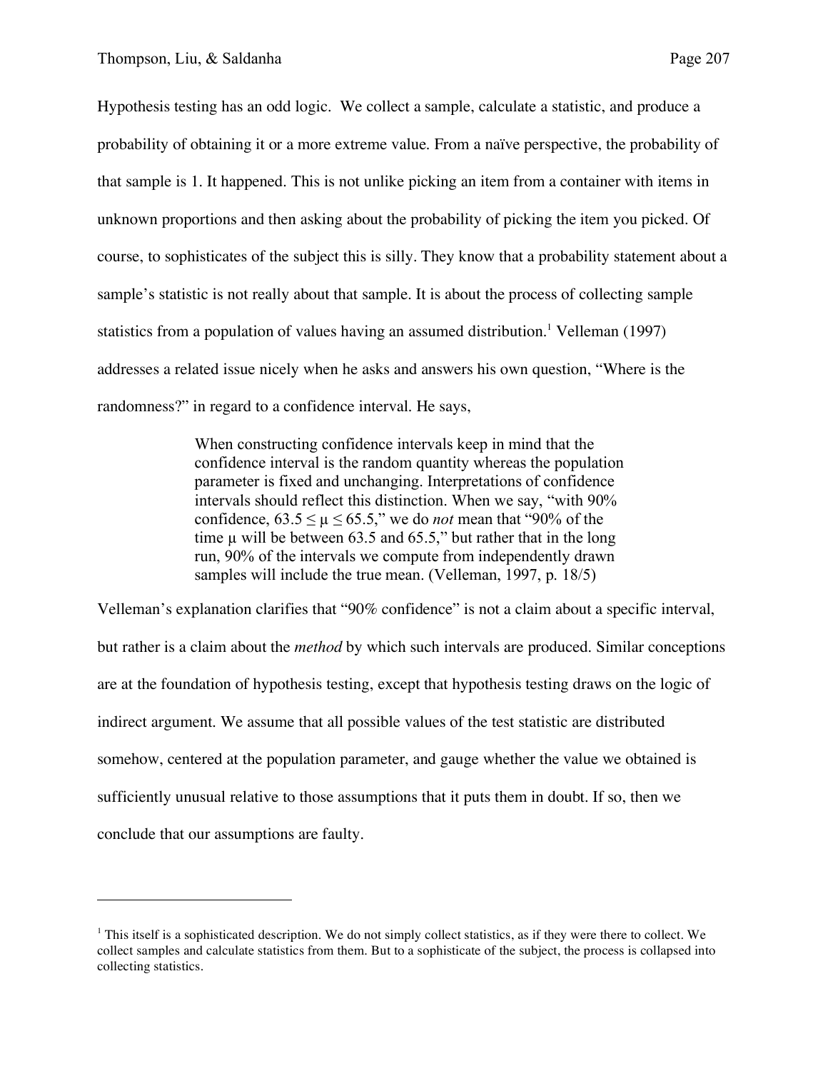Hypothesis testing has an odd logic. We collect a sample, calculate a statistic, and produce a probability of obtaining it or a more extreme value. From a naïve perspective, the probability of that sample is 1. It happened. This is not unlike picking an item from a container with items in unknown proportions and then asking about the probability of picking the item you picked. Of course, to sophisticates of the subject this is silly. They know that a probability statement about a sample's statistic is not really about that sample. It is about the process of collecting sample statistics from a population of values having an assumed distribution.[1] Velleman (1997) addresses a related issue nicely when he asks and answers his own question, "Where is the randomness?" in regard to a confidence interval. He says,

> When constructing confidence intervals keep in mind that the confidence interval is the random quantity whereas the population parameter is fixed and unchanging. Interpretations of confidence intervals should reflect this distinction. When we say, "with 90% confidence, $63.5 \leq \mu \leq 65.5$," we do *not* mean that "90% of the time $\mu$ will be between 63.5 and 65.5," but rather that in the long run, 90% of the intervals we compute from independently drawn samples will include the true mean. (Velleman, 1997, p. 18/5)

Velleman's explanation clarifies that "90% confidence" is not a claim about a specific interval, but rather is a claim about the *method* by which such intervals are produced. Similar conceptions are at the foundation of hypothesis testing, except that hypothesis testing draws on the logic of indirect argument. We assume that all possible values of the test statistic are distributed somehow, centered at the population parameter, and gauge whether the value we obtained is sufficiently unusual relative to those assumptions that it puts them in doubt. If so, then we conclude that our assumptions are faulty.

---

[1] This itself is a sophisticated description. We do not simply collect statistics, as if they were there to collect. We collect samples and calculate statistics from them. But to a sophisticate of the subject, the process is collapsed into collecting statistics.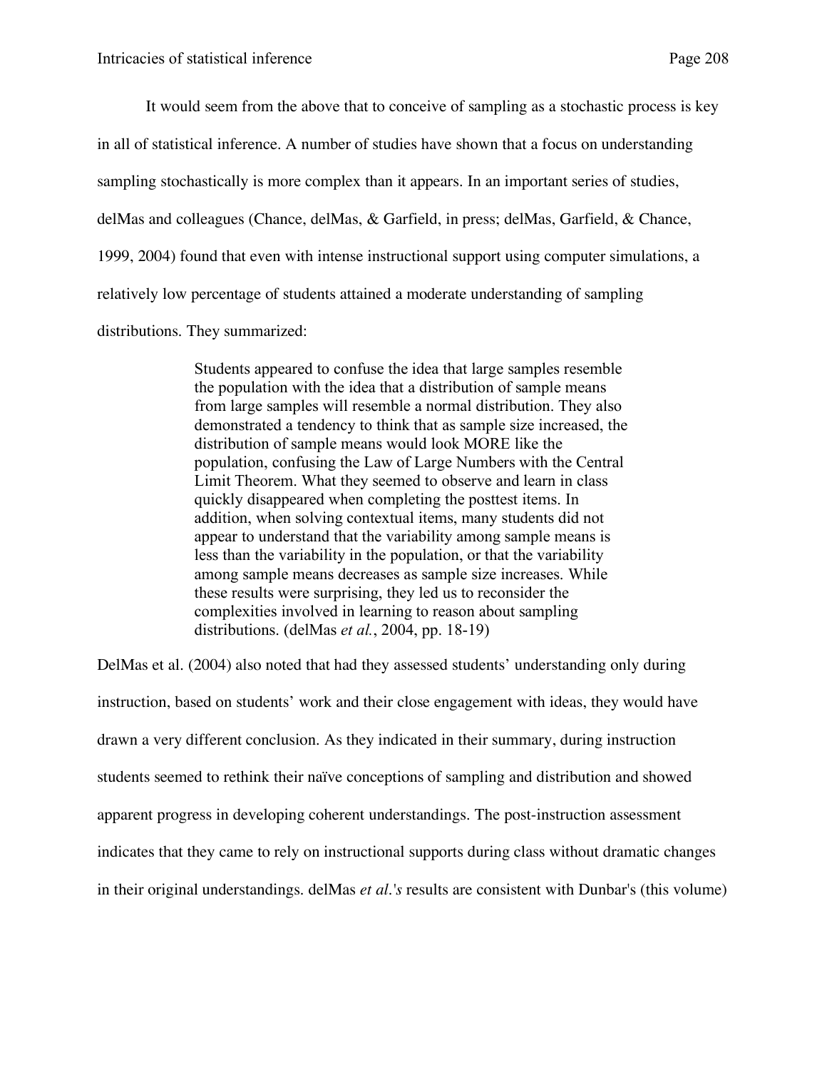It would seem from the above that to conceive of sampling as a stochastic process is key in all of statistical inference. A number of studies have shown that a focus on understanding sampling stochastically is more complex than it appears. In an important series of studies, delMas and colleagues (Chance, delMas, & Garfield, in press; delMas, Garfield, & Chance, 1999, 2004) found that even with intense instructional support using computer simulations, a relatively low percentage of students attained a moderate understanding of sampling distributions. They summarized:

> Students appeared to confuse the idea that large samples resemble the population with the idea that a distribution of sample means from large samples will resemble a normal distribution. They also demonstrated a tendency to think that as sample size increased, the distribution of sample means would look MORE like the population, confusing the Law of Large Numbers with the Central Limit Theorem. What they seemed to observe and learn in class quickly disappeared when completing the posttest items. In addition, when solving contextual items, many students did not appear to understand that the variability among sample means is less than the variability in the population, or that the variability among sample means decreases as sample size increases. While these results were surprising, they led us to reconsider the complexities involved in learning to reason about sampling distributions. (delMas *et al.*, 2004, pp. 18-19)

DelMas et al. (2004) also noted that had they assessed students' understanding only during instruction, based on students' work and their close engagement with ideas, they would have drawn a very different conclusion. As they indicated in their summary, during instruction students seemed to rethink their naïve conceptions of sampling and distribution and showed apparent progress in developing coherent understandings. The post-instruction assessment indicates that they came to rely on instructional supports during class without dramatic changes in their original understandings. delMas *et al.'s* results are consistent with Dunbar's (this volume)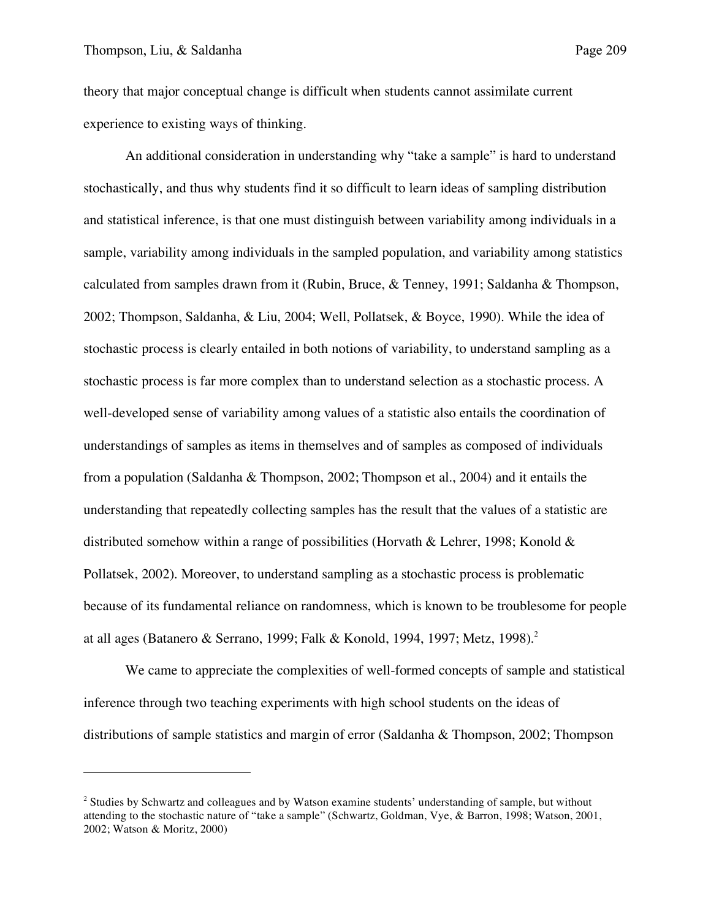theory that major conceptual change is difficult when students cannot assimilate current experience to existing ways of thinking.

An additional consideration in understanding why "take a sample" is hard to understand stochastically, and thus why students find it so difficult to learn ideas of sampling distribution and statistical inference, is that one must distinguish between variability among individuals in a sample, variability among individuals in the sampled population, and variability among statistics calculated from samples drawn from it (Rubin, Bruce, & Tenney, 1991; Saldanha & Thompson, 2002; Thompson, Saldanha, & Liu, 2004; Well, Pollatsek, & Boyce, 1990). While the idea of stochastic process is clearly entailed in both notions of variability, to understand sampling as a stochastic process is far more complex than to understand selection as a stochastic process. A well-developed sense of variability among values of a statistic also entails the coordination of understandings of samples as items in themselves and of samples as composed of individuals from a population (Saldanha & Thompson, 2002; Thompson et al., 2004) and it entails the understanding that repeatedly collecting samples has the result that the values of a statistic are distributed somehow within a range of possibilities (Horvath & Lehrer, 1998; Konold & Pollatsek, 2002). Moreover, to understand sampling as a stochastic process is problematic because of its fundamental reliance on randomness, which is known to be troublesome for people at all ages (Batanero & Serrano, 1999; Falk & Konold, 1994, 1997; Metz, 1998).[2]

We came to appreciate the complexities of well-formed concepts of sample and statistical inference through two teaching experiments with high school students on the ideas of distributions of sample statistics and margin of error (Saldanha & Thompson, 2002; Thompson

---

[2] Studies by Schwartz and colleagues and by Watson examine students' understanding of sample, but without attending to the stochastic nature of "take a sample" (Schwartz, Goldman, Vye, & Barron, 1998; Watson, 2001, 2002; Watson & Moritz, 2000)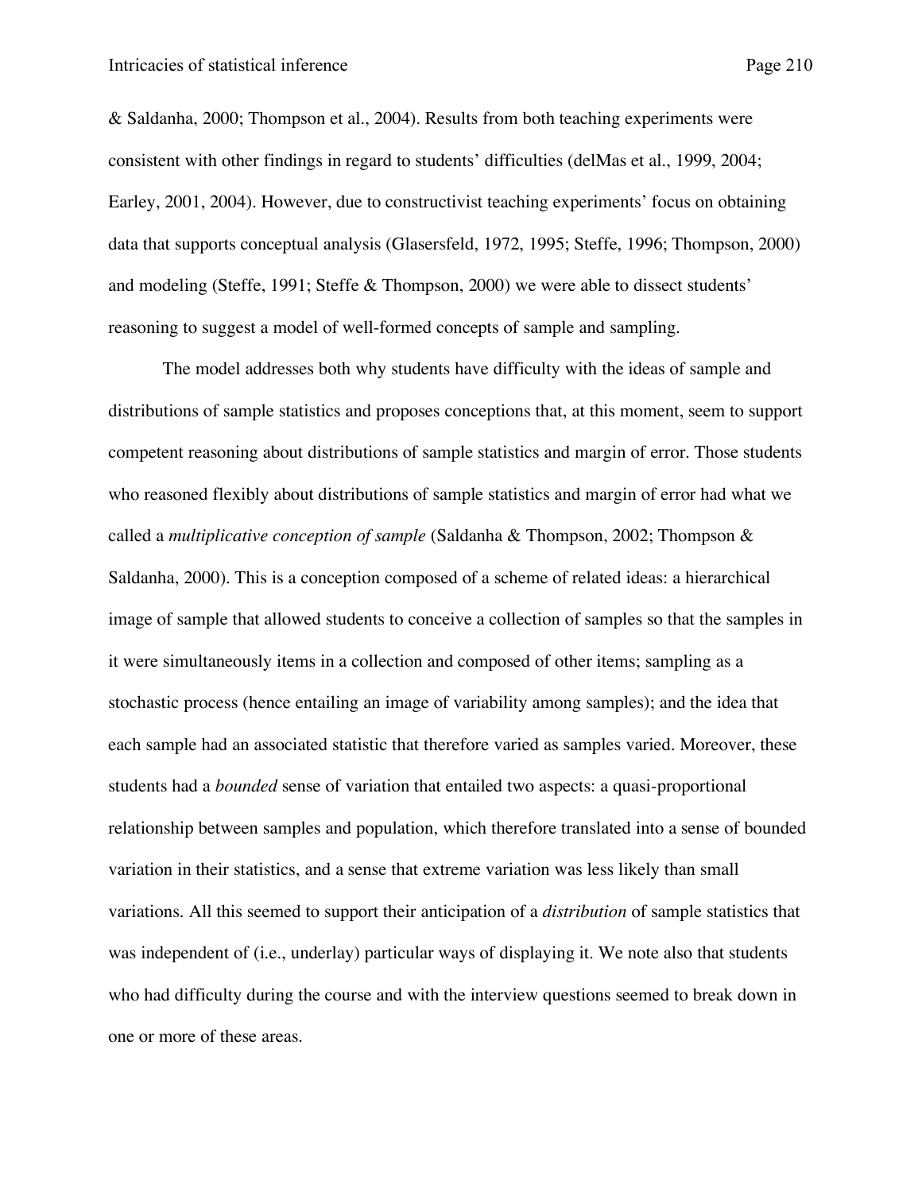& Saldanha, 2000; Thompson et al., 2004). Results from both teaching experiments were consistent with other findings in regard to students' difficulties (delMas et al., 1999, 2004; Earley, 2001, 2004). However, due to constructivist teaching experiments' focus on obtaining data that supports conceptual analysis (Glasersfeld, 1972, 1995; Steffe, 1996; Thompson, 2000) and modeling (Steffe, 1991; Steffe & Thompson, 2000) we were able to dissect students' reasoning to suggest a model of well-formed concepts of sample and sampling.

The model addresses both why students have difficulty with the ideas of sample and distributions of sample statistics and proposes conceptions that, at this moment, seem to support competent reasoning about distributions of sample statistics and margin of error. Those students who reasoned flexibly about distributions of sample statistics and margin of error had what we called a *multiplicative conception of sample* (Saldanha & Thompson, 2002; Thompson & Saldanha, 2000). This is a conception composed of a scheme of related ideas: a hierarchical image of sample that allowed students to conceive a collection of samples so that the samples in it were simultaneously items in a collection and composed of other items; sampling as a stochastic process (hence entailing an image of variability among samples); and the idea that each sample had an associated statistic that therefore varied as samples varied. Moreover, these students had a *bounded* sense of variation that entailed two aspects: a quasi-proportional relationship between samples and population, which therefore translated into a sense of bounded variation in their statistics, and a sense that extreme variation was less likely than small variations. All this seemed to support their anticipation of a *distribution* of sample statistics that was independent of (i.e., underlay) particular ways of displaying it. We note also that students who had difficulty during the course and with the interview questions seemed to break down in one or more of these areas.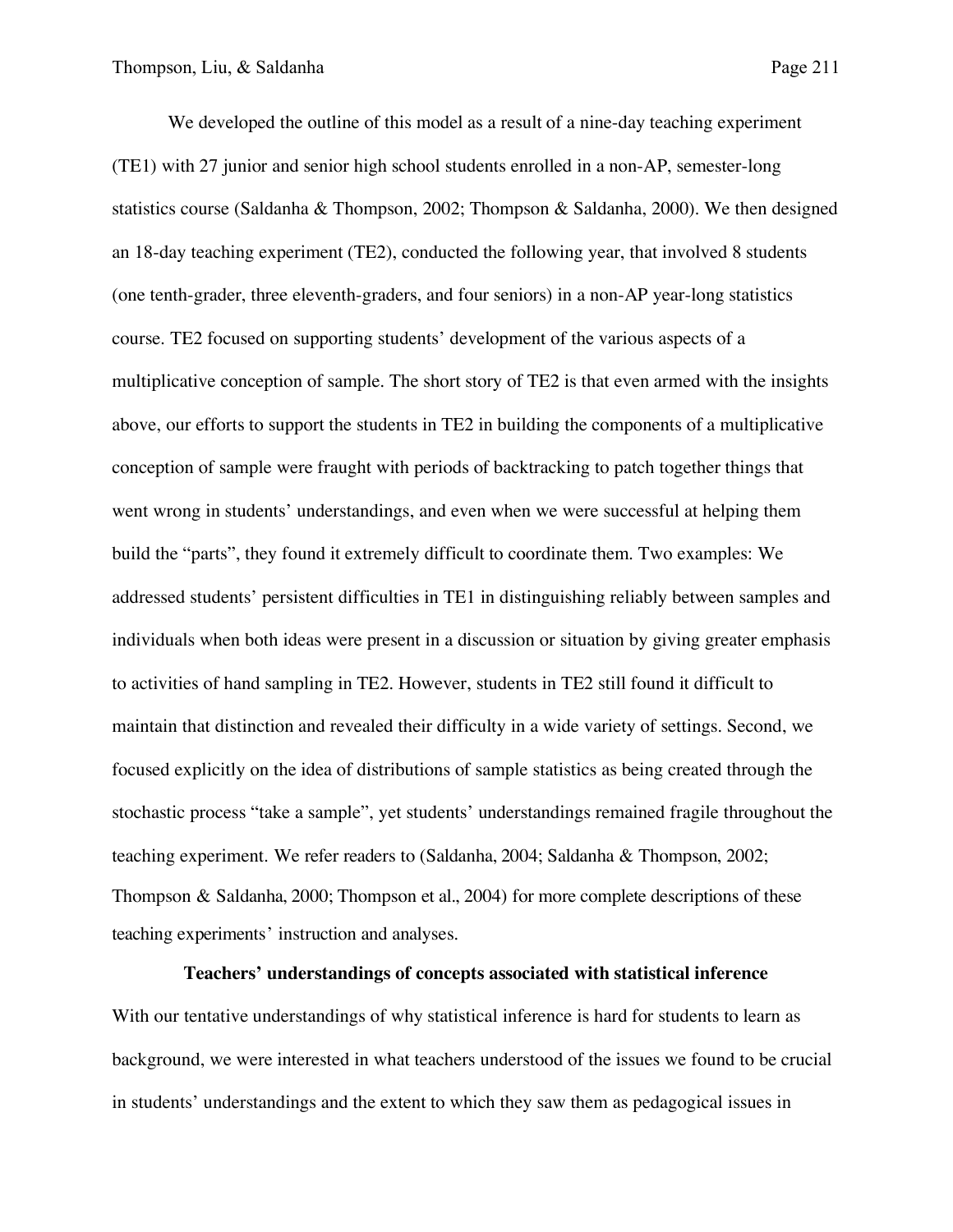We developed the outline of this model as a result of a nine-day teaching experiment (TE1) with 27 junior and senior high school students enrolled in a non-AP, semester-long statistics course (Saldanha & Thompson, 2002; Thompson & Saldanha, 2000). We then designed an 18-day teaching experiment (TE2), conducted the following year, that involved 8 students (one tenth-grader, three eleventh-graders, and four seniors) in a non-AP year-long statistics course. TE2 focused on supporting students' development of the various aspects of a multiplicative conception of sample. The short story of TE2 is that even armed with the insights above, our efforts to support the students in TE2 in building the components of a multiplicative conception of sample were fraught with periods of backtracking to patch together things that went wrong in students' understandings, and even when we were successful at helping them build the "parts", they found it extremely difficult to coordinate them. Two examples: We addressed students' persistent difficulties in TE1 in distinguishing reliably between samples and individuals when both ideas were present in a discussion or situation by giving greater emphasis to activities of hand sampling in TE2. However, students in TE2 still found it difficult to maintain that distinction and revealed their difficulty in a wide variety of settings. Second, we focused explicitly on the idea of distributions of sample statistics as being created through the stochastic process "take a sample", yet students' understandings remained fragile throughout the teaching experiment. We refer readers to (Saldanha, 2004; Saldanha & Thompson, 2002; Thompson & Saldanha, 2000; Thompson et al., 2004) for more complete descriptions of these teaching experiments' instruction and analyses.

## Teachers' understandings of concepts associated with statistical inference

With our tentative understandings of why statistical inference is hard for students to learn as background, we were interested in what teachers understood of the issues we found to be crucial in students' understandings and the extent to which they saw them as pedagogical issues in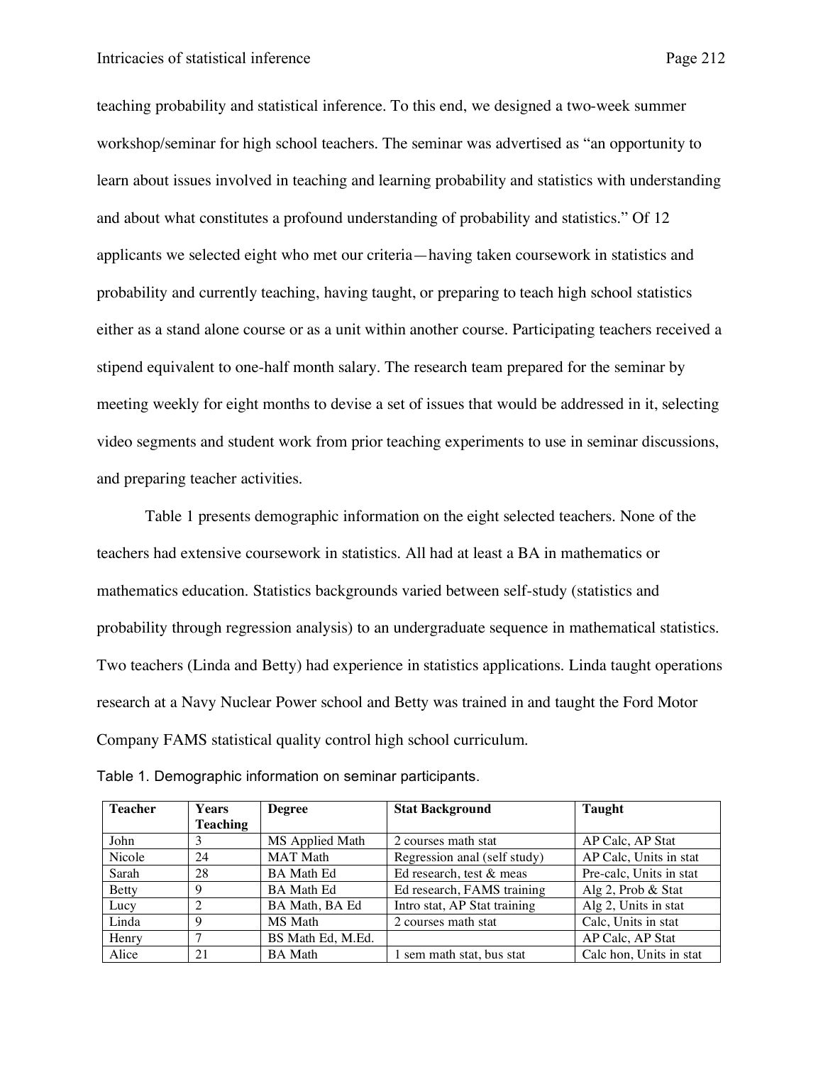teaching probability and statistical inference. To this end, we designed a two-week summer workshop/seminar for high school teachers. The seminar was advertised as "an opportunity to learn about issues involved in teaching and learning probability and statistics with understanding and about what constitutes a profound understanding of probability and statistics." Of 12 applicants we selected eight who met our criteria—having taken coursework in statistics and probability and currently teaching, having taught, or preparing to teach high school statistics either as a stand alone course or as a unit within another course. Participating teachers received a stipend equivalent to one-half month salary. The research team prepared for the seminar by meeting weekly for eight months to devise a set of issues that would be addressed in it, selecting video segments and student work from prior teaching experiments to use in seminar discussions, and preparing teacher activities.

Table 1 presents demographic information on the eight selected teachers. None of the teachers had extensive coursework in statistics. All had at least a BA in mathematics or mathematics education. Statistics backgrounds varied between self-study (statistics and probability through regression analysis) to an undergraduate sequence in mathematical statistics. Two teachers (Linda and Betty) had experience in statistics applications. Linda taught operations research at a Navy Nuclear Power school and Betty was trained in and taught the Ford Motor Company FAMS statistical quality control high school curriculum.

Table 1. Demographic information on seminar participants.

| Teacher | Years Teaching | Degree | Stat Background | Taught |
|---|---|---|---|---|
| John | 3 | MS Applied Math | 2 courses math stat | AP Calc, AP Stat |
| Nicole | 24 | MAT Math | Regression anal (self study) | AP Calc, Units in stat |
| Sarah | 28 | BA Math Ed | Ed research, test & meas | Pre-calc, Units in stat |
| Betty | 9 | BA Math Ed | Ed research, FAMS training | Alg 2, Prob & Stat |
| Lucy | 2 | BA Math, BA Ed | Intro stat, AP Stat training | Alg 2, Units in stat |
| Linda | 9 | MS Math | 2 courses math stat | Calc, Units in stat |
| Henry | 7 | BS Math Ed, M.Ed. | | AP Calc, AP Stat |
| Alice | 21 | BA Math | 1 sem math stat, bus stat | Calc hon, Units in stat |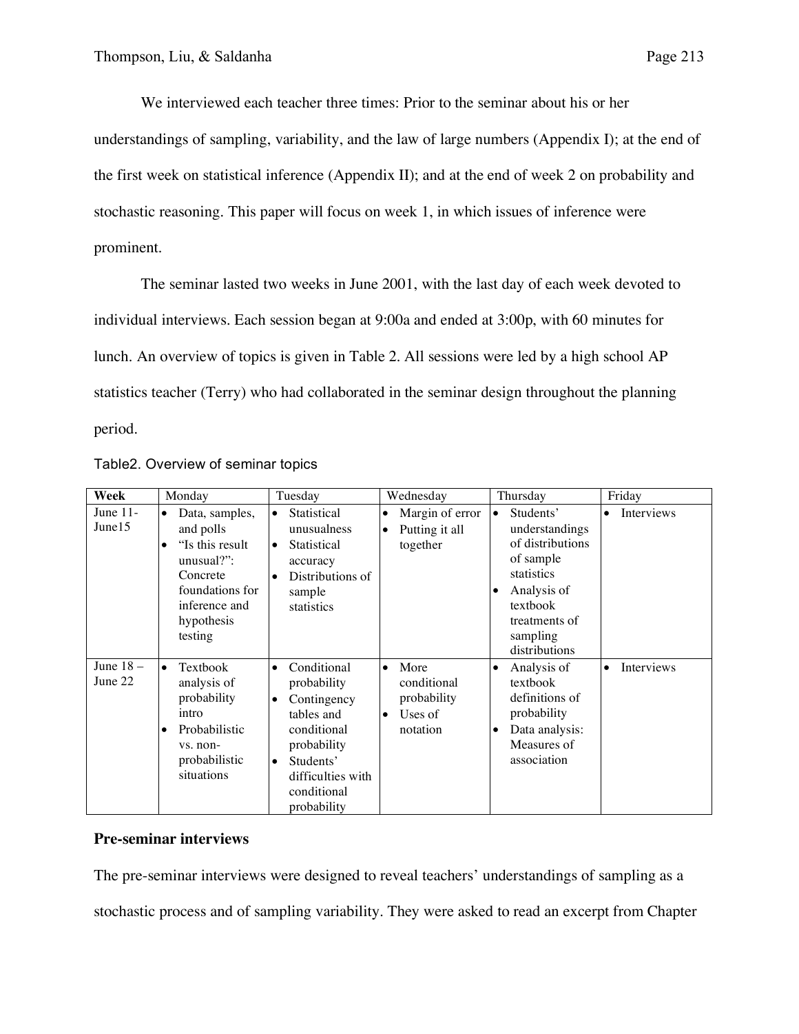We interviewed each teacher three times: Prior to the seminar about his or her understandings of sampling, variability, and the law of large numbers (Appendix I); at the end of the first week on statistical inference (Appendix II); and at the end of week 2 on probability and stochastic reasoning. This paper will focus on week 1, in which issues of inference were prominent.

The seminar lasted two weeks in June 2001, with the last day of each week devoted to individual interviews. Each session began at 9:00a and ended at 3:00p, with 60 minutes for lunch. An overview of topics is given in Table 2. All sessions were led by a high school AP statistics teacher (Terry) who had collaborated in the seminar design throughout the planning period.

Table2. Overview of seminar topics

| Week | Monday | Tuesday | Wednesday | Thursday | Friday |
|---|---|---|---|---|---|
| June 11-June15 | • Data, samples, and polls<br>• "Is this result unusual?": Concrete foundations for inference and hypothesis testing | • Statistical unusualness<br>• Statistical accuracy<br>• Distributions of sample statistics | • Margin of error<br>• Putting it all together | • Students' understandings of distributions of sample statistics<br>• Analysis of textbook treatments of sampling distributions | • Interviews |
| June 18 – June 22 | • Textbook analysis of probability intro<br>• Probabilistic vs. non-probabilistic situations | • Conditional probability<br>• Contingency tables and conditional probability<br>• Students' difficulties with conditional probability | • More conditional probability<br>• Uses of notation | • Analysis of textbook definitions of probability<br>• Data analysis: Measures of association | • Interviews |

### Pre-seminar interviews

The pre-seminar interviews were designed to reveal teachers' understandings of sampling as a stochastic process and of sampling variability. They were asked to read an excerpt from Chapter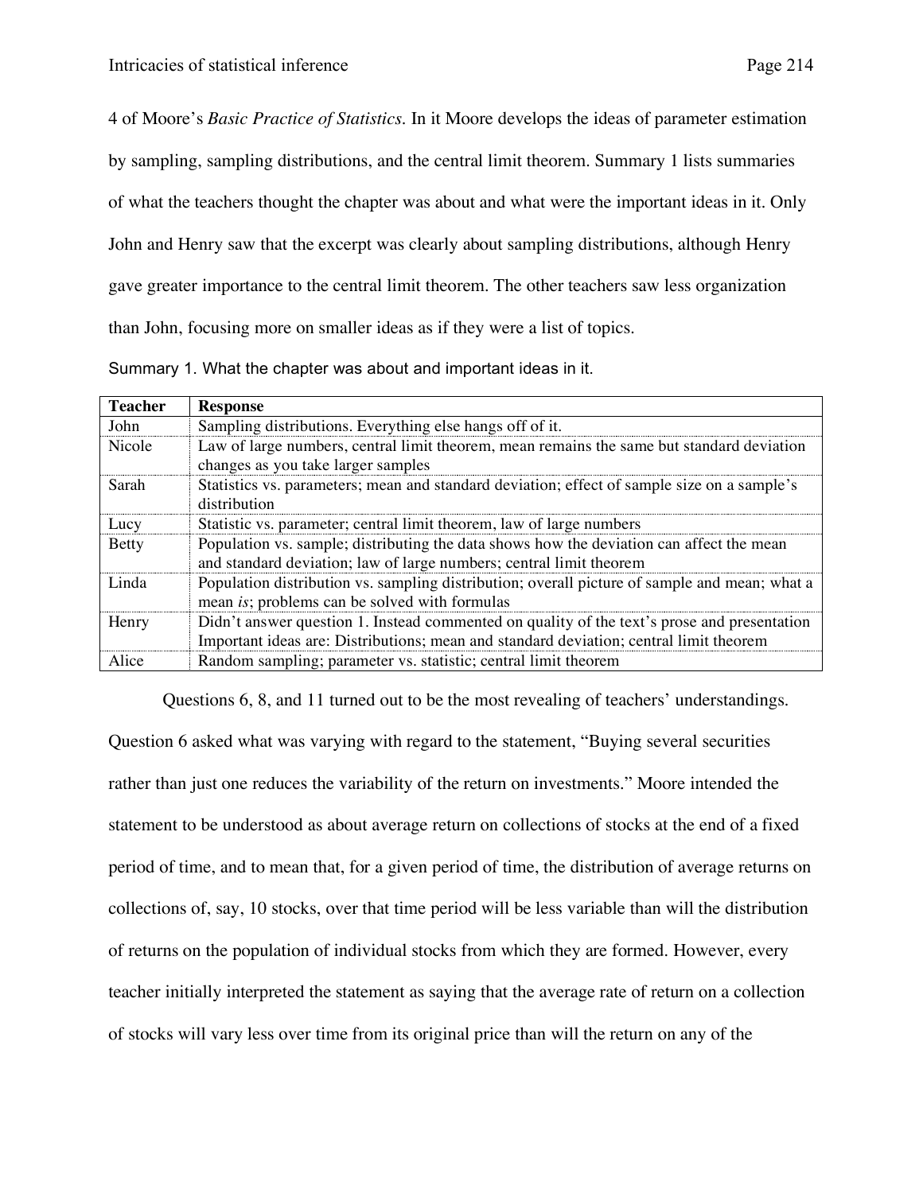4 of Moore's *Basic Practice of Statistics*. In it Moore develops the ideas of parameter estimation by sampling, sampling distributions, and the central limit theorem. Summary 1 lists summaries of what the teachers thought the chapter was about and what were the important ideas in it. Only John and Henry saw that the excerpt was clearly about sampling distributions, although Henry gave greater importance to the central limit theorem. The other teachers saw less organization than John, focusing more on smaller ideas as if they were a list of topics.

Summary 1. What the chapter was about and important ideas in it.

| Teacher | Response |
|---|---|
| John | Sampling distributions. Everything else hangs off of it. |
| Nicole | Law of large numbers, central limit theorem, mean remains the same but standard deviation changes as you take larger samples |
| Sarah | Statistics vs. parameters; mean and standard deviation; effect of sample size on a sample's distribution |
| Lucy | Statistic vs. parameter; central limit theorem, law of large numbers |
| Betty | Population vs. sample; distributing the data shows how the deviation can affect the mean and standard deviation; law of large numbers; central limit theorem |
| Linda | Population distribution vs. sampling distribution; overall picture of sample and mean; what a mean *is*; problems can be solved with formulas |
| Henry | Didn't answer question 1. Instead commented on quality of the text's prose and presentation Important ideas are: Distributions; mean and standard deviation; central limit theorem |
| Alice | Random sampling; parameter vs. statistic; central limit theorem |

Questions 6, 8, and 11 turned out to be the most revealing of teachers' understandings. Question 6 asked what was varying with regard to the statement, "Buying several securities rather than just one reduces the variability of the return on investments." Moore intended the statement to be understood as about average return on collections of stocks at the end of a fixed period of time, and to mean that, for a given period of time, the distribution of average returns on collections of, say, 10 stocks, over that time period will be less variable than will the distribution of returns on the population of individual stocks from which they are formed. However, every teacher initially interpreted the statement as saying that the average rate of return on a collection of stocks will vary less over time from its original price than will the return on any of the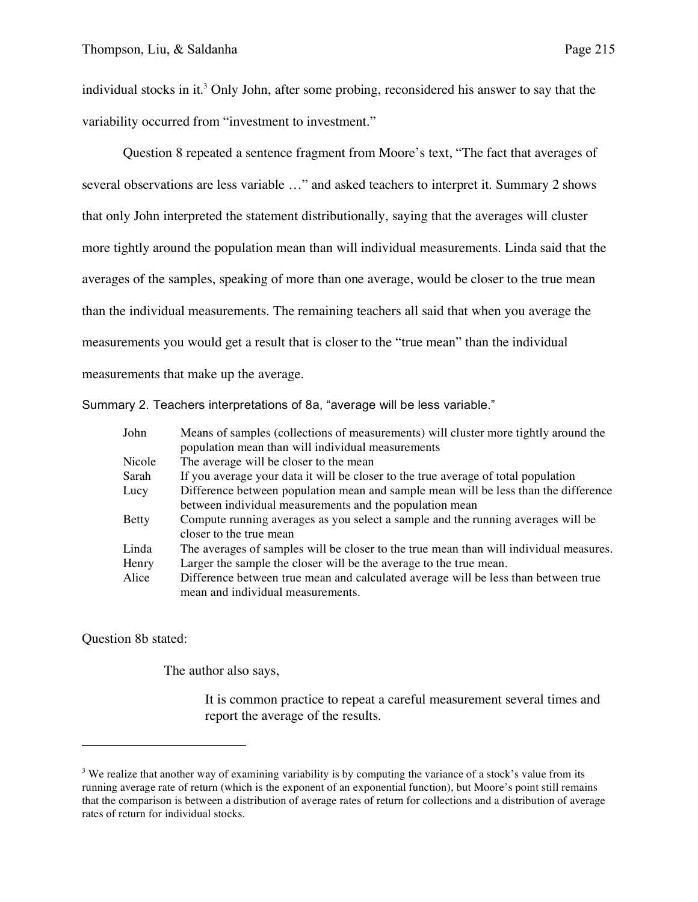individual stocks in it.[3] Only John, after some probing, reconsidered his answer to say that the variability occurred from "investment to investment."

Question 8 repeated a sentence fragment from Moore's text, "The fact that averages of several observations are less variable …" and asked teachers to interpret it. Summary 2 shows that only John interpreted the statement distributionally, saying that the averages will cluster more tightly around the population mean than will individual measurements. Linda said that the averages of the samples, speaking of more than one average, would be closer to the true mean than the individual measurements. The remaining teachers all said that when you average the measurements you would get a result that is closer to the "true mean" than the individual measurements that make up the average.

Summary 2. Teachers interpretations of 8a, "average will be less variable."

| | |
|---|---|
| John | Means of samples (collections of measurements) will cluster more tightly around the population mean than will individual measurements |
| Nicole | The average will be closer to the mean |
| Sarah | If you average your data it will be closer to the true average of total population |
| Lucy | Difference between population mean and sample mean will be less than the difference between individual measurements and the population mean |
| Betty | Compute running averages as you select a sample and the running averages will be closer to the true mean |
| Linda | The averages of samples will be closer to the true mean than will individual measures. |
| Henry | Larger the sample the closer will be the average to the true mean. |
| Alice | Difference between true mean and calculated average will be less than between true mean and individual measurements. |

Question 8b stated:

> The author also says,
>
> > It is common practice to repeat a careful measurement several times and report the average of the results.

[3] We realize that another way of examining variability is by computing the variance of a stock's value from its running average rate of return (which is the exponent of an exponential function), but Moore's point still remains that the comparison is between a distribution of average rates of return for collections and a distribution of average rates of return for individual stocks.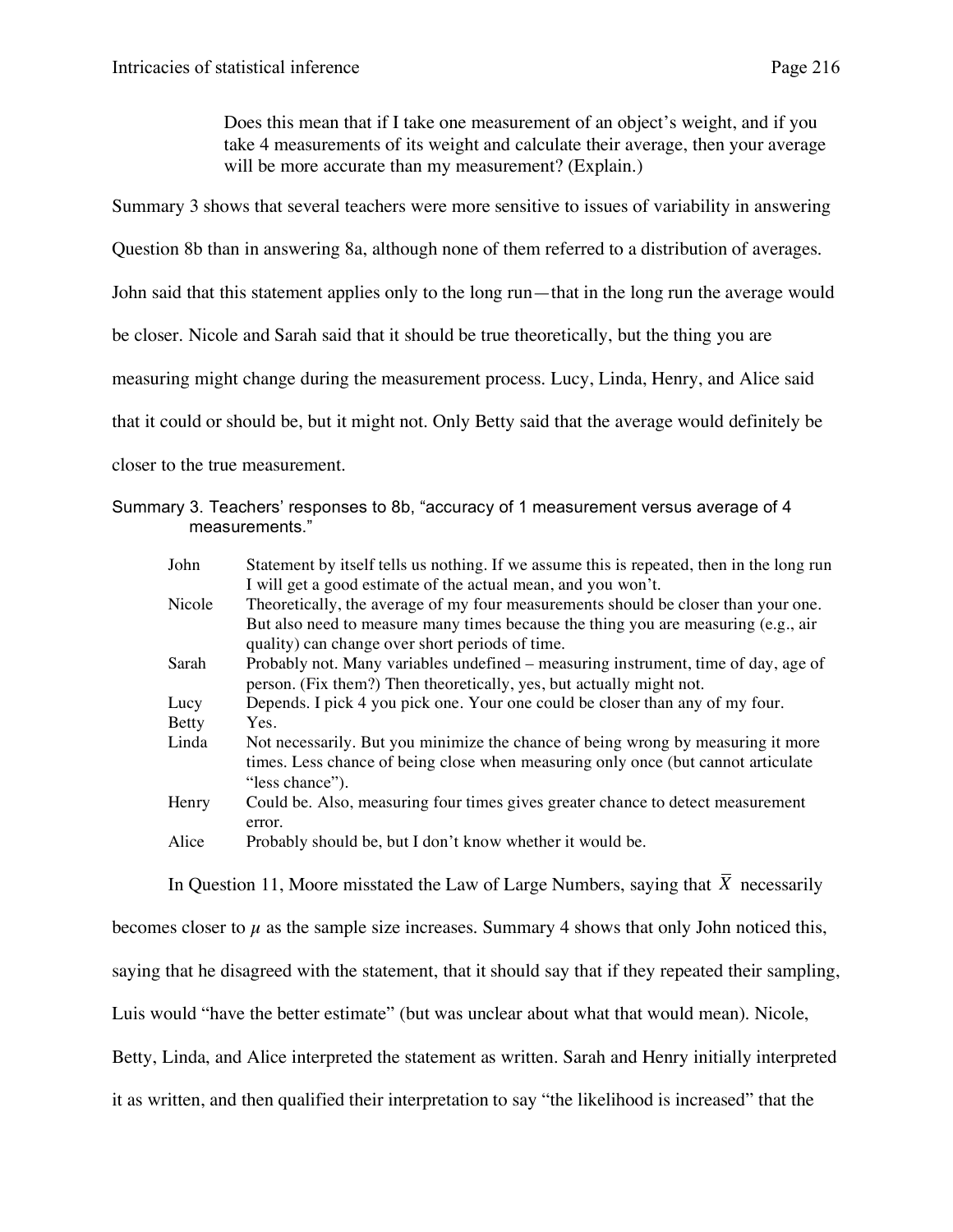> Does this mean that if I take one measurement of an object's weight, and if you take 4 measurements of its weight and calculate their average, then your average will be more accurate than my measurement? (Explain.)

Summary 3 shows that several teachers were more sensitive to issues of variability in answering Question 8b than in answering 8a, although none of them referred to a distribution of averages. John said that this statement applies only to the long run—that in the long run the average would be closer. Nicole and Sarah said that it should be true theoretically, but the thing you are measuring might change during the measurement process. Lucy, Linda, Henry, and Alice said that it could or should be, but it might not. Only Betty said that the average would definitely be closer to the true measurement.

Summary 3. Teachers' responses to 8b, "accuracy of 1 measurement versus average of 4 measurements."

| | |
|---|---|
| John | Statement by itself tells us nothing. If we assume this is repeated, then in the long run I will get a good estimate of the actual mean, and you won't. |
| Nicole | Theoretically, the average of my four measurements should be closer than your one. But also need to measure many times because the thing you are measuring (e.g., air quality) can change over short periods of time. |
| Sarah | Probably not. Many variables undefined – measuring instrument, time of day, age of person. (Fix them?) Then theoretically, yes, but actually might not. |
| Lucy | Depends. I pick 4 you pick one. Your one could be closer than any of my four. |
| Betty | Yes. |
| Linda | Not necessarily. But you minimize the chance of being wrong by measuring it more times. Less chance of being close when measuring only once (but cannot articulate "less chance"). |
| Henry | Could be. Also, measuring four times gives greater chance to detect measurement error. |
| Alice | Probably should be, but I don't know whether it would be. |

In Question 11, Moore misstated the Law of Large Numbers, saying that $\overline{X}$ necessarily becomes closer to $\mu$ as the sample size increases. Summary 4 shows that only John noticed this, saying that he disagreed with the statement, that it should say that if they repeated their sampling, Luis would "have the better estimate" (but was unclear about what that would mean). Nicole, Betty, Linda, and Alice interpreted the statement as written. Sarah and Henry initially interpreted it as written, and then qualified their interpretation to say "the likelihood is increased" that the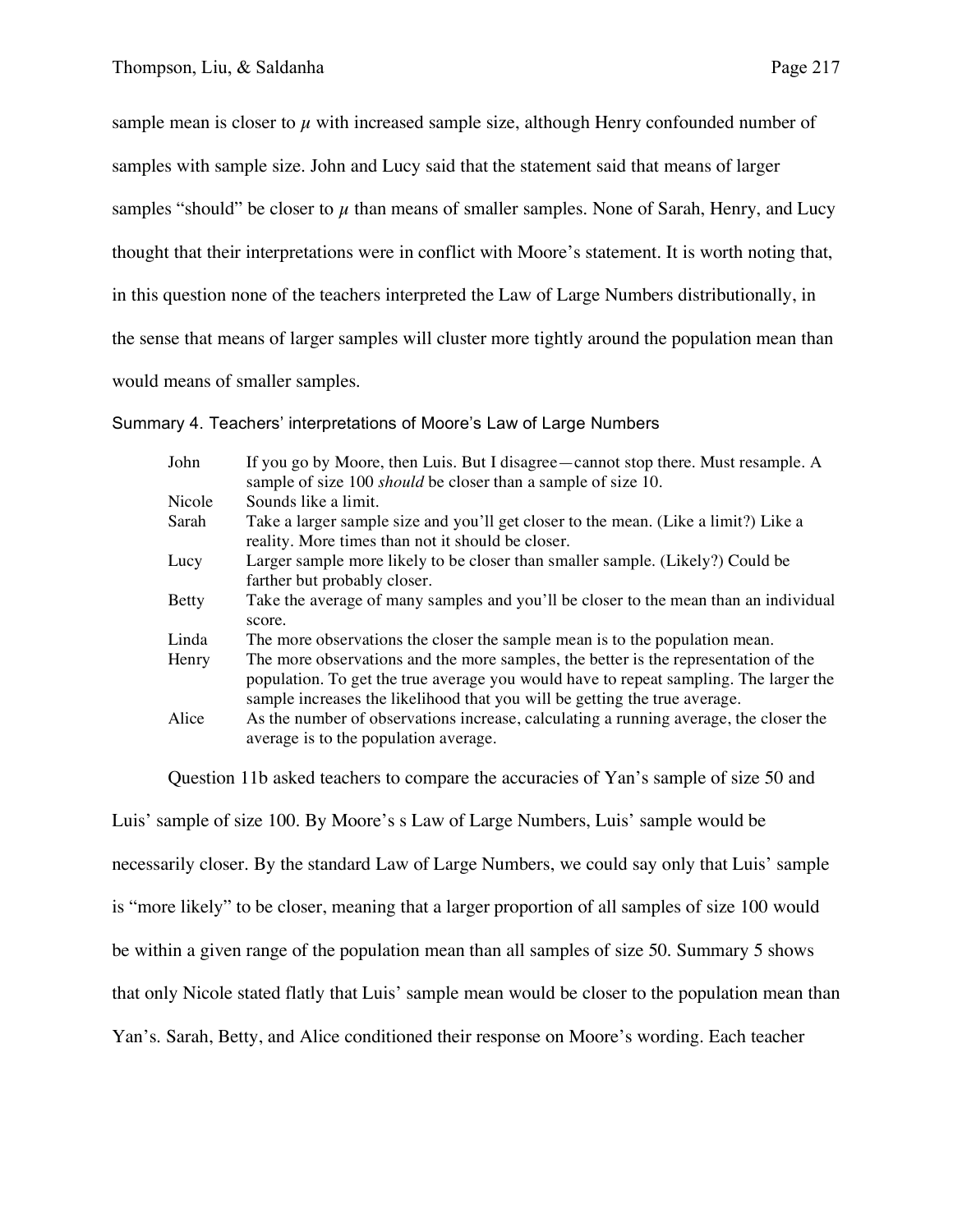sample mean is closer to $\mu$ with increased sample size, although Henry confounded number of samples with sample size. John and Lucy said that the statement said that means of larger samples "should" be closer to $\mu$ than means of smaller samples. None of Sarah, Henry, and Lucy thought that their interpretations were in conflict with Moore's statement. It is worth noting that, in this question none of the teachers interpreted the Law of Large Numbers distributionally, in the sense that means of larger samples will cluster more tightly around the population mean than would means of smaller samples.

Summary 4. Teachers' interpretations of Moore's Law of Large Numbers

| | |
|---|---|
| John | If you go by Moore, then Luis. But I disagree—cannot stop there. Must resample. A sample of size 100 *should* be closer than a sample of size 10. |
| Nicole | Sounds like a limit. |
| Sarah | Take a larger sample size and you'll get closer to the mean. (Like a limit?) Like a reality. More times than not it should be closer. |
| Lucy | Larger sample more likely to be closer than smaller sample. (Likely?) Could be farther but probably closer. |
| Betty | Take the average of many samples and you'll be closer to the mean than an individual score. |
| Linda | The more observations the closer the sample mean is to the population mean. |
| Henry | The more observations and the more samples, the better is the representation of the population. To get the true average you would have to repeat sampling. The larger the sample increases the likelihood that you will be getting the true average. |
| Alice | As the number of observations increase, calculating a running average, the closer the average is to the population average. |

Question 11b asked teachers to compare the accuracies of Yan's sample of size 50 and Luis' sample of size 100. By Moore's s Law of Large Numbers, Luis' sample would be necessarily closer. By the standard Law of Large Numbers, we could say only that Luis' sample is "more likely" to be closer, meaning that a larger proportion of all samples of size 100 would be within a given range of the population mean than all samples of size 50. Summary 5 shows that only Nicole stated flatly that Luis' sample mean would be closer to the population mean than Yan's. Sarah, Betty, and Alice conditioned their response on Moore's wording. Each teacher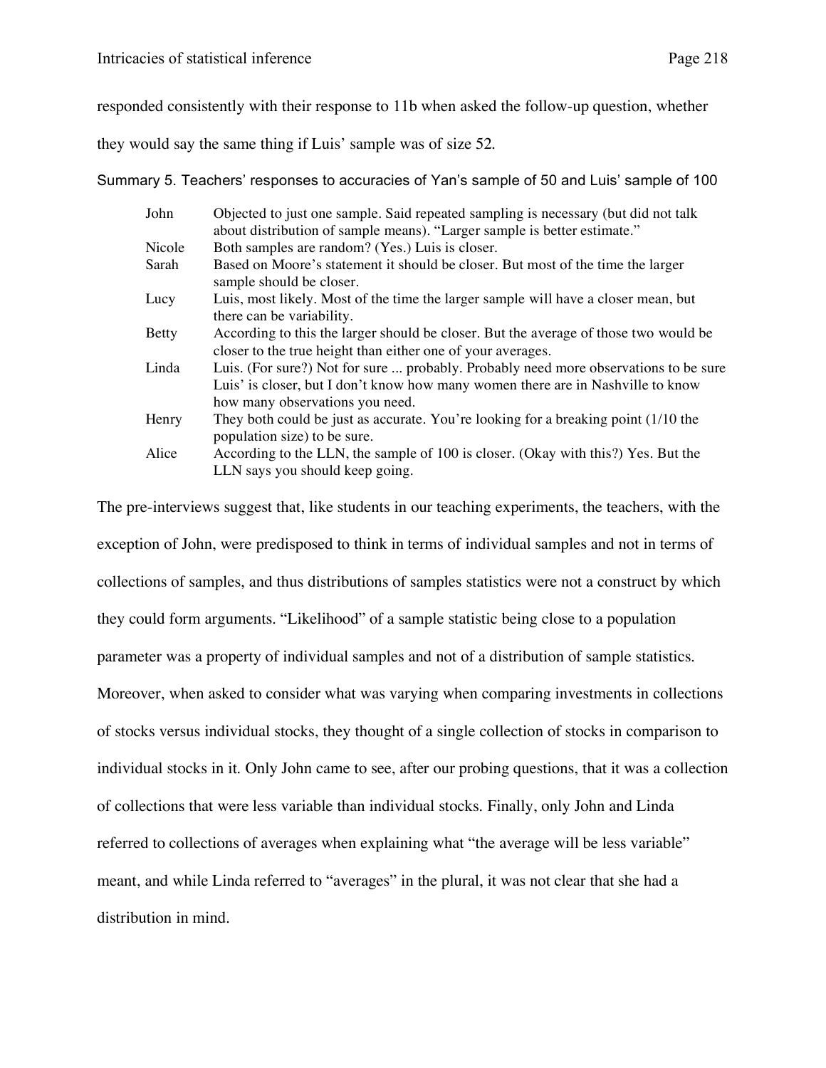responded consistently with their response to 11b when asked the follow-up question, whether they would say the same thing if Luis' sample was of size 52.

Summary 5. Teachers' responses to accuracies of Yan's sample of 50 and Luis' sample of 100

| | |
|---|---|
| John | Objected to just one sample. Said repeated sampling is necessary (but did not talk about distribution of sample means). "Larger sample is better estimate." |
| Nicole | Both samples are random? (Yes.) Luis is closer. |
| Sarah | Based on Moore's statement it should be closer. But most of the time the larger sample should be closer. |
| Lucy | Luis, most likely. Most of the time the larger sample will have a closer mean, but there can be variability. |
| Betty | According to this the larger should be closer. But the average of those two would be closer to the true height than either one of your averages. |
| Linda | Luis. (For sure?) Not for sure ... probably. Probably need more observations to be sure Luis' is closer, but I don't know how many women there are in Nashville to know how many observations you need. |
| Henry | They both could be just as accurate. You're looking for a breaking point (1/10 the population size) to be sure. |
| Alice | According to the LLN, the sample of 100 is closer. (Okay with this?) Yes. But the LLN says you should keep going. |

The pre-interviews suggest that, like students in our teaching experiments, the teachers, with the exception of John, were predisposed to think in terms of individual samples and not in terms of collections of samples, and thus distributions of samples statistics were not a construct by which they could form arguments. "Likelihood" of a sample statistic being close to a population parameter was a property of individual samples and not of a distribution of sample statistics. Moreover, when asked to consider what was varying when comparing investments in collections of stocks versus individual stocks, they thought of a single collection of stocks in comparison to individual stocks in it. Only John came to see, after our probing questions, that it was a collection of collections that were less variable than individual stocks. Finally, only John and Linda referred to collections of averages when explaining what "the average will be less variable" meant, and while Linda referred to "averages" in the plural, it was not clear that she had a distribution in mind.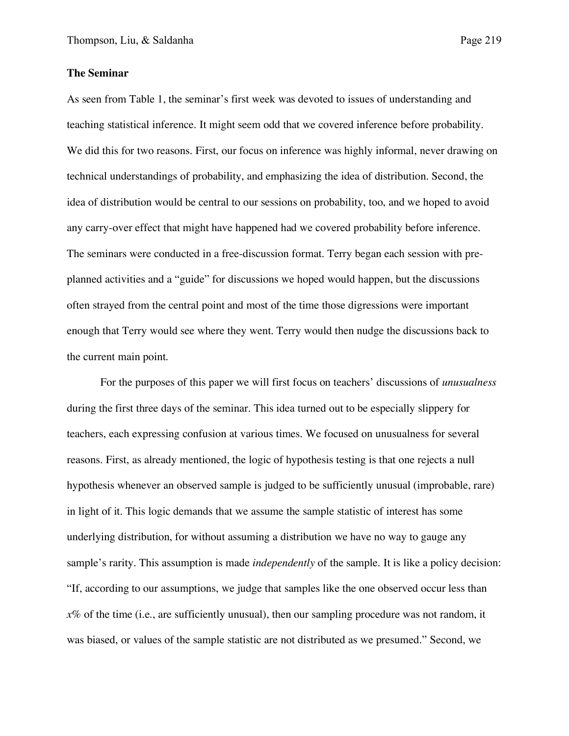### The Seminar

As seen from Table 1, the seminar's first week was devoted to issues of understanding and teaching statistical inference. It might seem odd that we covered inference before probability. We did this for two reasons. First, our focus on inference was highly informal, never drawing on technical understandings of probability, and emphasizing the idea of distribution. Second, the idea of distribution would be central to our sessions on probability, too, and we hoped to avoid any carry-over effect that might have happened had we covered probability before inference. The seminars were conducted in a free-discussion format. Terry began each session with pre-planned activities and a "guide" for discussions we hoped would happen, but the discussions often strayed from the central point and most of the time those digressions were important enough that Terry would see where they went. Terry would then nudge the discussions back to the current main point.

For the purposes of this paper we will first focus on teachers' discussions of *unusualness* during the first three days of the seminar. This idea turned out to be especially slippery for teachers, each expressing confusion at various times. We focused on unusualness for several reasons. First, as already mentioned, the logic of hypothesis testing is that one rejects a null hypothesis whenever an observed sample is judged to be sufficiently unusual (improbable, rare) in light of it. This logic demands that we assume the sample statistic of interest has some underlying distribution, for without assuming a distribution we have no way to gauge any sample's rarity. This assumption is made *independently* of the sample. It is like a policy decision: "If, according to our assumptions, we judge that samples like the one observed occur less than *x*% of the time (i.e., are sufficiently unusual), then our sampling procedure was not random, it was biased, or values of the sample statistic are not distributed as we presumed." Second, we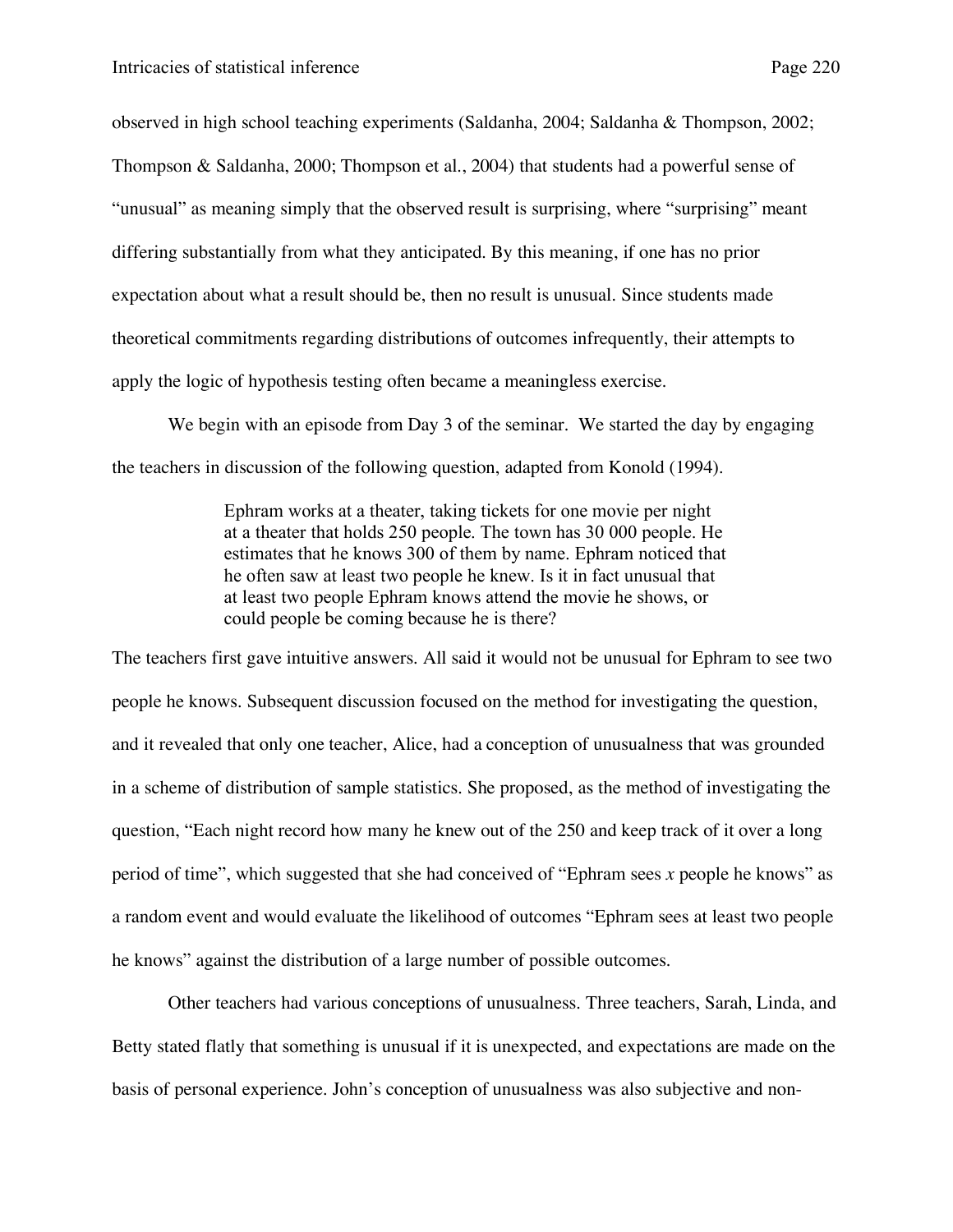observed in high school teaching experiments (Saldanha, 2004; Saldanha & Thompson, 2002; Thompson & Saldanha, 2000; Thompson et al., 2004) that students had a powerful sense of "unusual" as meaning simply that the observed result is surprising, where "surprising" meant differing substantially from what they anticipated. By this meaning, if one has no prior expectation about what a result should be, then no result is unusual. Since students made theoretical commitments regarding distributions of outcomes infrequently, their attempts to apply the logic of hypothesis testing often became a meaningless exercise.

We begin with an episode from Day 3 of the seminar. We started the day by engaging the teachers in discussion of the following question, adapted from Konold (1994).

> Ephram works at a theater, taking tickets for one movie per night at a theater that holds 250 people. The town has 30 000 people. He estimates that he knows 300 of them by name. Ephram noticed that he often saw at least two people he knew. Is it in fact unusual that at least two people Ephram knows attend the movie he shows, or could people be coming because he is there?

The teachers first gave intuitive answers. All said it would not be unusual for Ephram to see two people he knows. Subsequent discussion focused on the method for investigating the question, and it revealed that only one teacher, Alice, had a conception of unusualness that was grounded in a scheme of distribution of sample statistics. She proposed, as the method of investigating the question, "Each night record how many he knew out of the 250 and keep track of it over a long period of time", which suggested that she had conceived of "Ephram sees *x* people he knows" as a random event and would evaluate the likelihood of outcomes "Ephram sees at least two people he knows" against the distribution of a large number of possible outcomes.

Other teachers had various conceptions of unusualness. Three teachers, Sarah, Linda, and Betty stated flatly that something is unusual if it is unexpected, and expectations are made on the basis of personal experience. John's conception of unusualness was also subjective and non-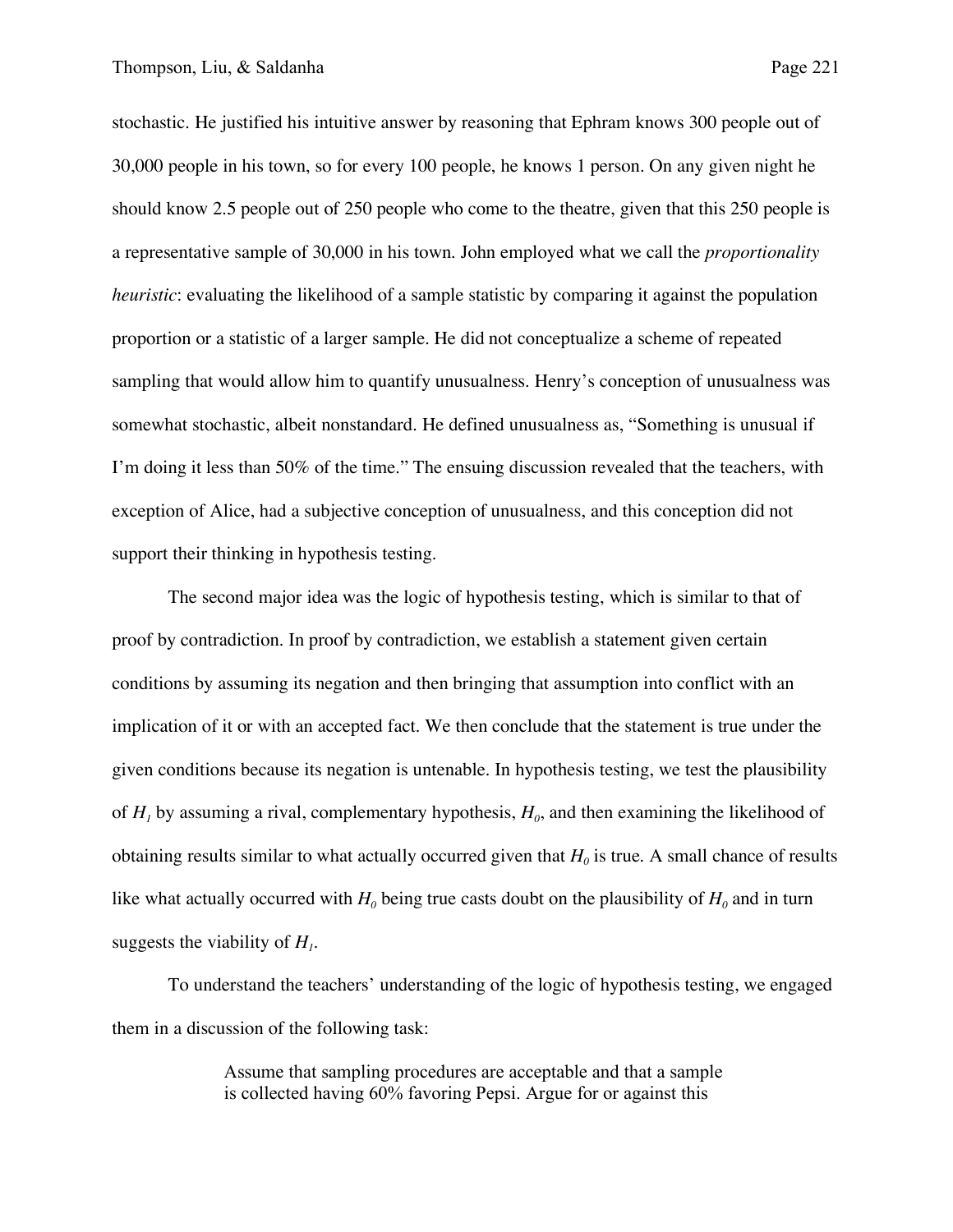stochastic. He justified his intuitive answer by reasoning that Ephram knows 300 people out of 30,000 people in his town, so for every 100 people, he knows 1 person. On any given night he should know 2.5 people out of 250 people who come to the theatre, given that this 250 people is a representative sample of 30,000 in his town. John employed what we call the *proportionality heuristic*: evaluating the likelihood of a sample statistic by comparing it against the population proportion or a statistic of a larger sample. He did not conceptualize a scheme of repeated sampling that would allow him to quantify unusualness. Henry's conception of unusualness was somewhat stochastic, albeit nonstandard. He defined unusualness as, "Something is unusual if I'm doing it less than 50% of the time." The ensuing discussion revealed that the teachers, with exception of Alice, had a subjective conception of unusualness, and this conception did not support their thinking in hypothesis testing.

The second major idea was the logic of hypothesis testing, which is similar to that of proof by contradiction. In proof by contradiction, we establish a statement given certain conditions by assuming its negation and then bringing that assumption into conflict with an implication of it or with an accepted fact. We then conclude that the statement is true under the given conditions because its negation is untenable. In hypothesis testing, we test the plausibility of $H_1$ by assuming a rival, complementary hypothesis, $H_0$, and then examining the likelihood of obtaining results similar to what actually occurred given that $H_0$ is true. A small chance of results like what actually occurred with $H_0$ being true casts doubt on the plausibility of $H_0$ and in turn suggests the viability of $H_1$.

To understand the teachers' understanding of the logic of hypothesis testing, we engaged them in a discussion of the following task:

> Assume that sampling procedures are acceptable and that a sample is collected having 60% favoring Pepsi. Argue for or against this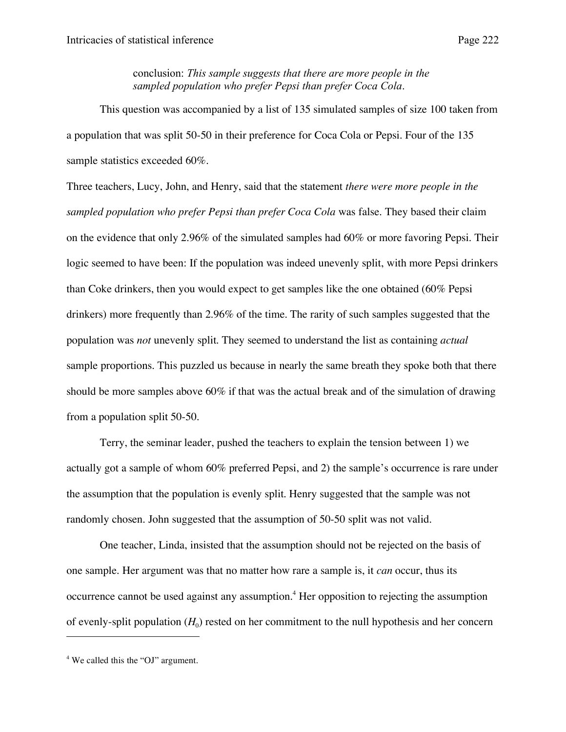conclusion: *This sample suggests that there are more people in the sampled population who prefer Pepsi than prefer Coca Cola*.

This question was accompanied by a list of 135 simulated samples of size 100 taken from a population that was split 50-50 in their preference for Coca Cola or Pepsi. Four of the 135 sample statistics exceeded 60%.

Three teachers, Lucy, John, and Henry, said that the statement *there were more people in the sampled population who prefer Pepsi than prefer Coca Cola* was false. They based their claim on the evidence that only 2.96% of the simulated samples had 60% or more favoring Pepsi. Their logic seemed to have been: If the population was indeed unevenly split, with more Pepsi drinkers than Coke drinkers, then you would expect to get samples like the one obtained (60% Pepsi drinkers) more frequently than 2.96% of the time. The rarity of such samples suggested that the population was *not* unevenly split. They seemed to understand the list as containing *actual* sample proportions. This puzzled us because in nearly the same breath they spoke both that there should be more samples above 60% if that was the actual break and of the simulation of drawing from a population split 50-50.

Terry, the seminar leader, pushed the teachers to explain the tension between 1) we actually got a sample of whom 60% preferred Pepsi, and 2) the sample's occurrence is rare under the assumption that the population is evenly split. Henry suggested that the sample was not randomly chosen. John suggested that the assumption of 50-50 split was not valid.

One teacher, Linda, insisted that the assumption should not be rejected on the basis of one sample. Her argument was that no matter how rare a sample is, it *can* occur, thus its occurrence cannot be used against any assumption.[4] Her opposition to rejecting the assumption of evenly-split population ($H_0$) rested on her commitment to the null hypothesis and her concern

[4] We called this the "OJ" argument.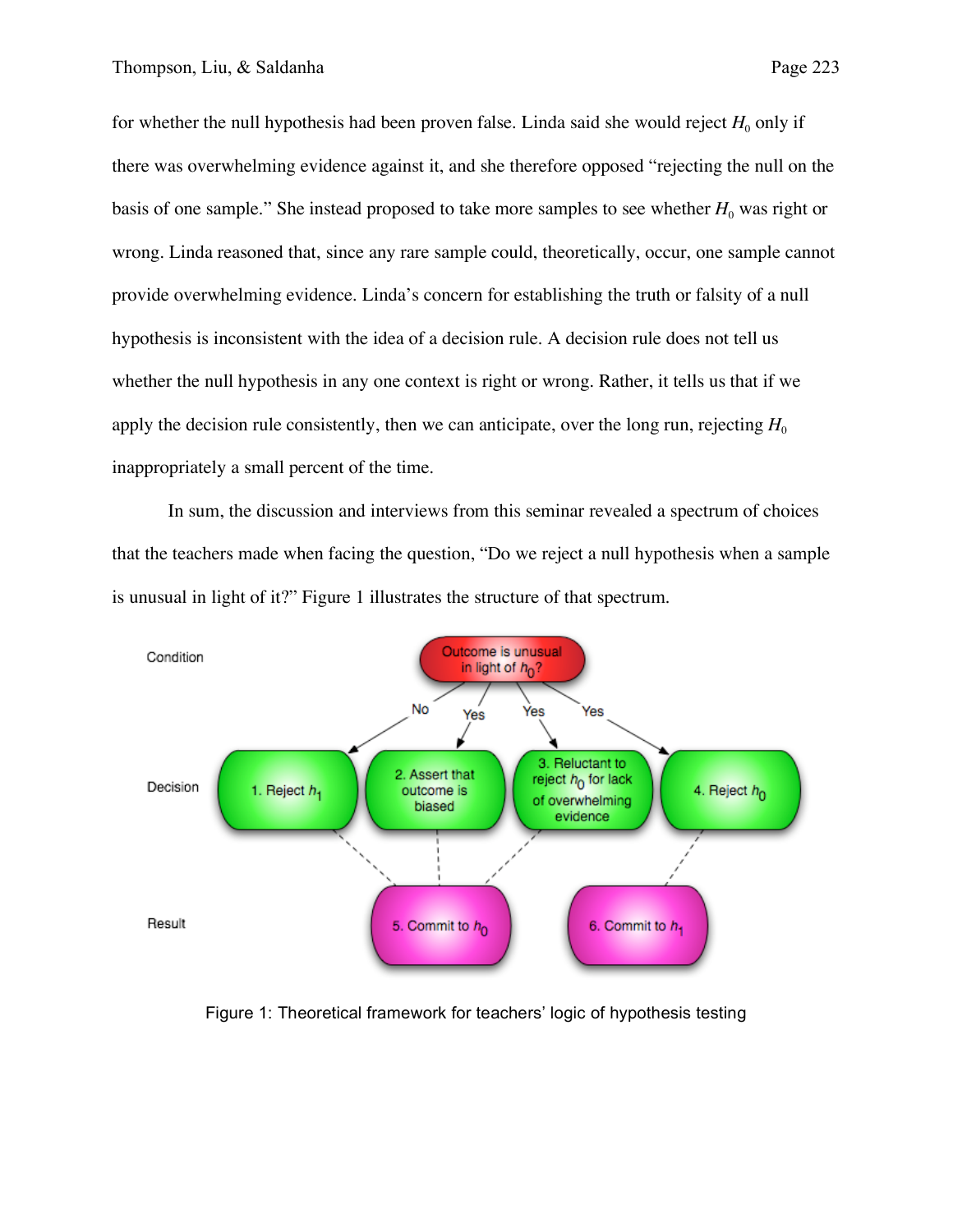for whether the null hypothesis had been proven false. Linda said she would reject $H_0$ only if there was overwhelming evidence against it, and she therefore opposed "rejecting the null on the basis of one sample." She instead proposed to take more samples to see whether $H_0$ was right or wrong. Linda reasoned that, since any rare sample could, theoretically, occur, one sample cannot provide overwhelming evidence. Linda's concern for establishing the truth or falsity of a null hypothesis is inconsistent with the idea of a decision rule. A decision rule does not tell us whether the null hypothesis in any one context is right or wrong. Rather, it tells us that if we apply the decision rule consistently, then we can anticipate, over the long run, rejecting $H_0$ inappropriately a small percent of the time.

In sum, the discussion and interviews from this seminar revealed a spectrum of choices that the teachers made when facing the question, "Do we reject a null hypothesis when a sample is unusual in light of it?" Figure 1 illustrates the structure of that spectrum.

Condition: Outcome is unusual in light of $h_0$?

No → Decision 1. Reject $h_1$

Yes → Decision 2. Assert that outcome is biased

Yes → Decision 3. Reluctant to reject $h_0$ for lack of overwhelming evidence

Yes → Decision 4. Reject $h_0$

Result: 5. Commit to $h_0$ (from decisions 1, 2, 3); 6. Commit to $h_1$ (from decision 4)

Figure 1: Theoretical framework for teachers' logic of hypothesis testing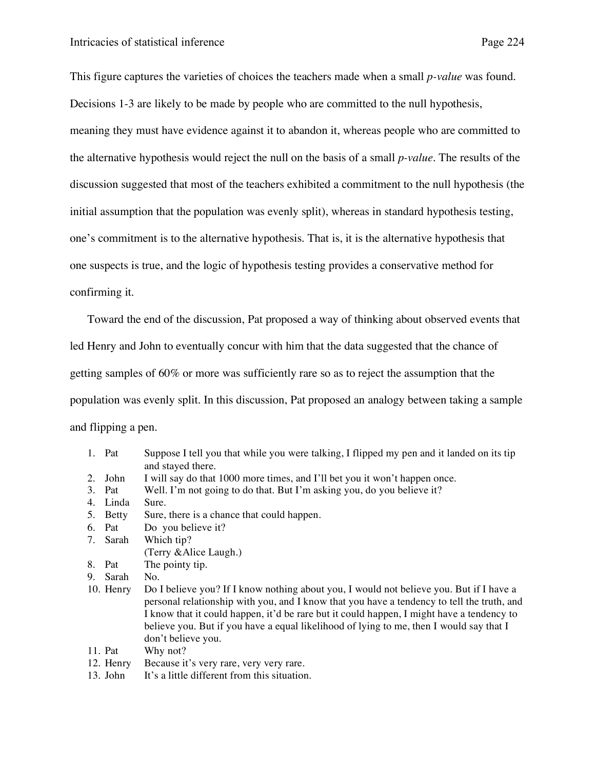This figure captures the varieties of choices the teachers made when a small *p-value* was found. Decisions 1-3 are likely to be made by people who are committed to the null hypothesis, meaning they must have evidence against it to abandon it, whereas people who are committed to the alternative hypothesis would reject the null on the basis of a small *p-value*. The results of the discussion suggested that most of the teachers exhibited a commitment to the null hypothesis (the initial assumption that the population was evenly split), whereas in standard hypothesis testing, one's commitment is to the alternative hypothesis. That is, it is the alternative hypothesis that one suspects is true, and the logic of hypothesis testing provides a conservative method for confirming it.

Toward the end of the discussion, Pat proposed a way of thinking about observed events that led Henry and John to eventually concur with him that the data suggested that the chance of getting samples of 60% or more was sufficiently rare so as to reject the assumption that the population was evenly split. In this discussion, Pat proposed an analogy between taking a sample and flipping a pen.

| | | |
|---|---|---|
| 1. | Pat | Suppose I tell you that while you were talking, I flipped my pen and it landed on its tip and stayed there. |
| 2. | John | I will say do that 1000 more times, and I'll bet you it won't happen once. |
| 3. | Pat | Well. I'm not going to do that. But I'm asking you, do you believe it? |
| 4. | Linda | Sure. |
| 5. | Betty | Sure, there is a chance that could happen. |
| 6. | Pat | Do you believe it? |
| 7. | Sarah | Which tip?<br>(Terry &Alice Laugh.) |
| 8. | Pat | The pointy tip. |
| 9. | Sarah | No. |
| 10. | Henry | Do I believe you? If I know nothing about you, I would not believe you. But if I have a personal relationship with you, and I know that you have a tendency to tell the truth, and I know that it could happen, it'd be rare but it could happen, I might have a tendency to believe you. But if you have a equal likelihood of lying to me, then I would say that I don't believe you. |
| 11. | Pat | Why not? |
| 12. | Henry | Because it's very rare, very very rare. |
| 13. | John | It's a little different from this situation. |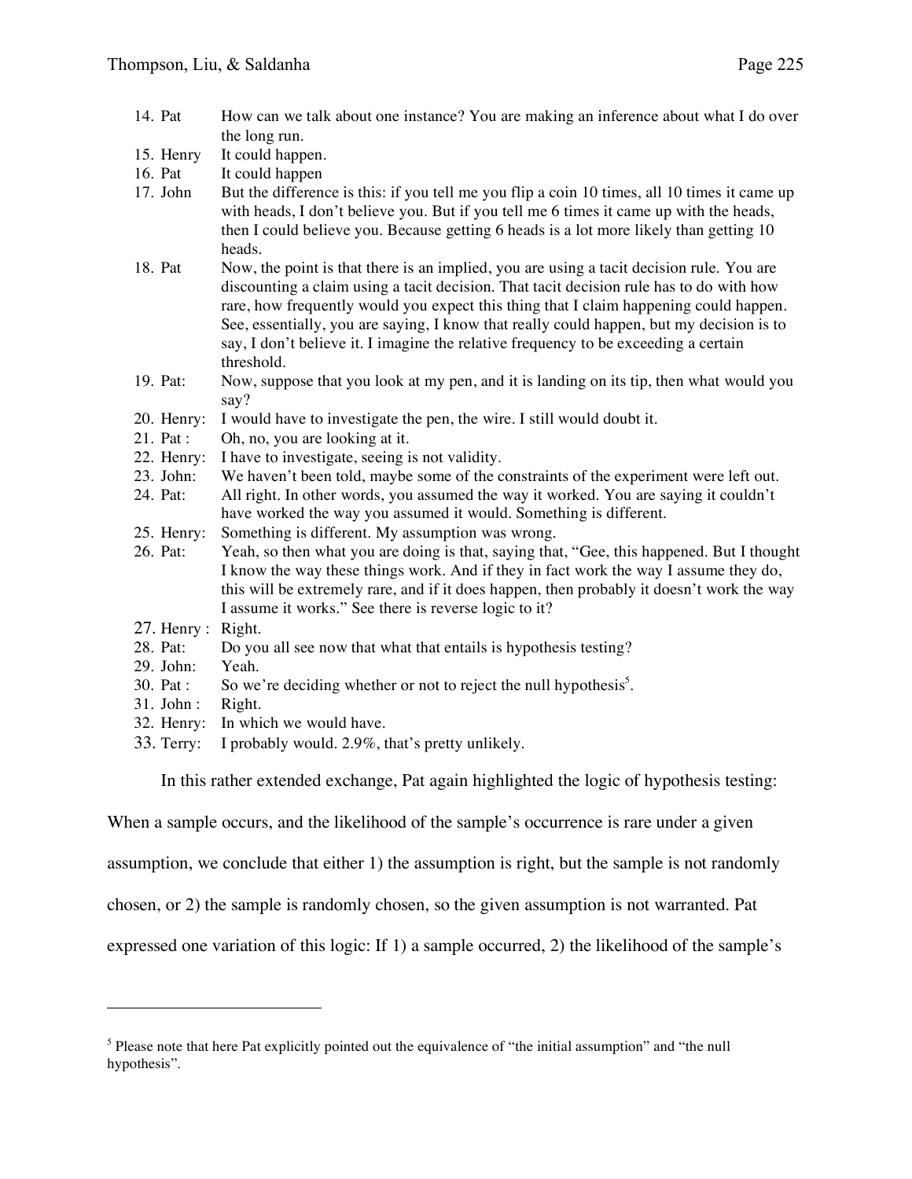14. Pat	How can we talk about one instance? You are making an inference about what I do over the long run.
15. Henry	It could happen.
16. Pat	It could happen
17. John	But the difference is this: if you tell me you flip a coin 10 times, all 10 times it came up with heads, I don't believe you. But if you tell me 6 times it came up with the heads, then I could believe you. Because getting 6 heads is a lot more likely than getting 10 heads.
18. Pat	Now, the point is that there is an implied, you are using a tacit decision rule. You are discounting a claim using a tacit decision. That tacit decision rule has to do with how rare, how frequently would you expect this thing that I claim happening could happen. See, essentially, you are saying, I know that really could happen, but my decision is to say, I don't believe it. I imagine the relative frequency to be exceeding a certain threshold.
19. Pat:	Now, suppose that you look at my pen, and it is landing on its tip, then what would you say?
20. Henry:	I would have to investigate the pen, the wire. I still would doubt it.
21. Pat :	Oh, no, you are looking at it.
22. Henry:	I have to investigate, seeing is not validity.
23. John:	We haven't been told, maybe some of the constraints of the experiment were left out.
24. Pat:	All right. In other words, you assumed the way it worked. You are saying it couldn't have worked the way you assumed it would. Something is different.
25. Henry:	Something is different. My assumption was wrong.
26. Pat:	Yeah, so then what you are doing is that, saying that, "Gee, this happened. But I thought I know the way these things work. And if they in fact work the way I assume they do, this will be extremely rare, and if it does happen, then probably it doesn't work the way I assume it works." See there is reverse logic to it?
27. Henry :	Right.
28. Pat:	Do you all see now that what that entails is hypothesis testing?
29. John:	Yeah.
30. Pat :	So we're deciding whether or not to reject the null hypothesis[5].
31. John :	Right.
32. Henry:	In which we would have.
33. Terry:	I probably would. 2.9%, that's pretty unlikely.

In this rather extended exchange, Pat again highlighted the logic of hypothesis testing: When a sample occurs, and the likelihood of the sample's occurrence is rare under a given assumption, we conclude that either 1) the assumption is right, but the sample is not randomly chosen, or 2) the sample is randomly chosen, so the given assumption is not warranted. Pat expressed one variation of this logic: If 1) a sample occurred, 2) the likelihood of the sample's

---

[5] Please note that here Pat explicitly pointed out the equivalence of "the initial assumption" and "the null hypothesis".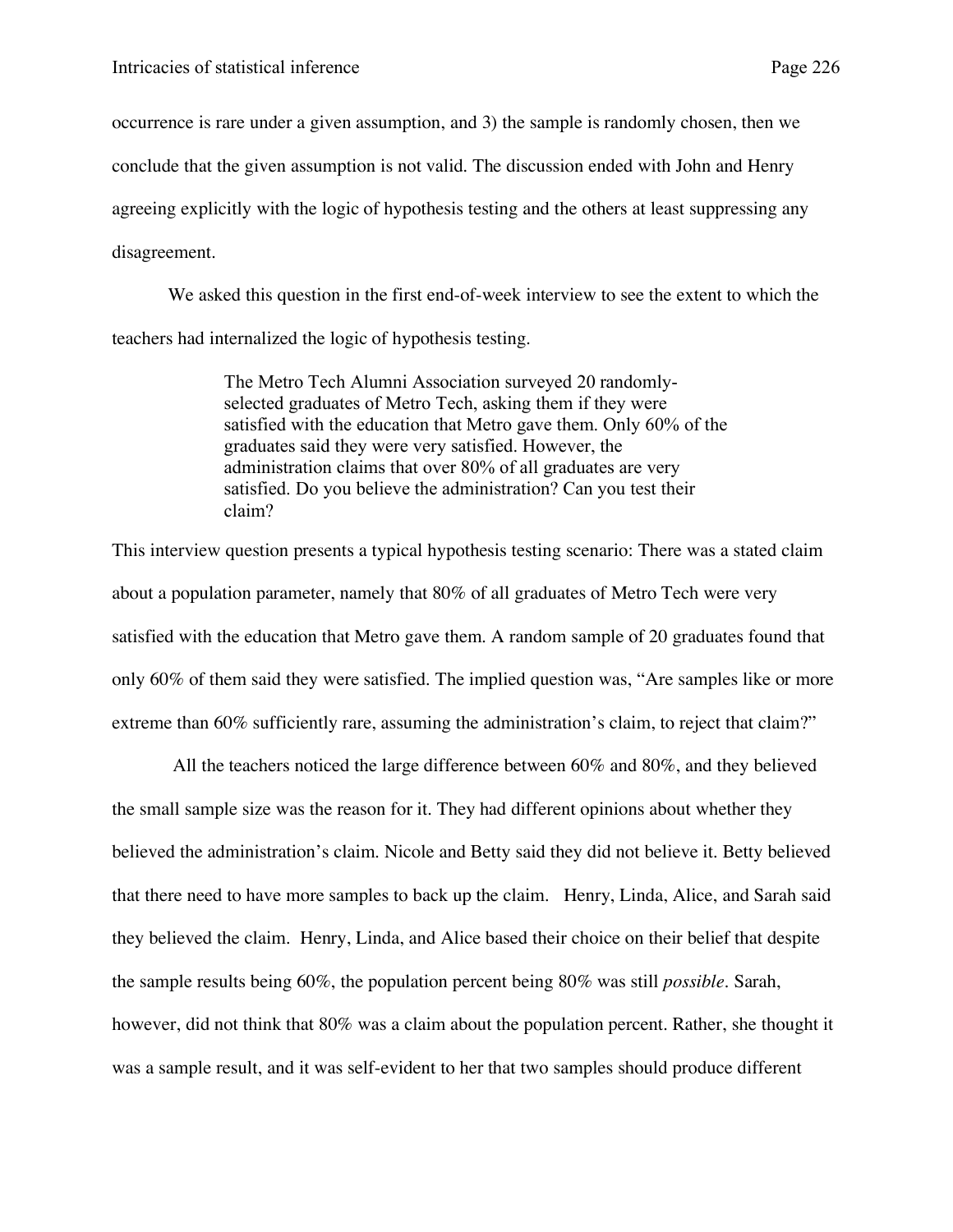occurrence is rare under a given assumption, and 3) the sample is randomly chosen, then we conclude that the given assumption is not valid. The discussion ended with John and Henry agreeing explicitly with the logic of hypothesis testing and the others at least suppressing any disagreement.

We asked this question in the first end-of-week interview to see the extent to which the teachers had internalized the logic of hypothesis testing.

> The Metro Tech Alumni Association surveyed 20 randomly-selected graduates of Metro Tech, asking them if they were satisfied with the education that Metro gave them. Only 60% of the graduates said they were very satisfied. However, the administration claims that over 80% of all graduates are very satisfied. Do you believe the administration? Can you test their claim?

This interview question presents a typical hypothesis testing scenario: There was a stated claim about a population parameter, namely that 80% of all graduates of Metro Tech were very satisfied with the education that Metro gave them. A random sample of 20 graduates found that only 60% of them said they were satisfied. The implied question was, "Are samples like or more extreme than 60% sufficiently rare, assuming the administration's claim, to reject that claim?"

All the teachers noticed the large difference between 60% and 80%, and they believed the small sample size was the reason for it. They had different opinions about whether they believed the administration's claim. Nicole and Betty said they did not believe it. Betty believed that there need to have more samples to back up the claim. Henry, Linda, Alice, and Sarah said they believed the claim. Henry, Linda, and Alice based their choice on their belief that despite the sample results being 60%, the population percent being 80% was still *possible*. Sarah, however, did not think that 80% was a claim about the population percent. Rather, she thought it was a sample result, and it was self-evident to her that two samples should produce different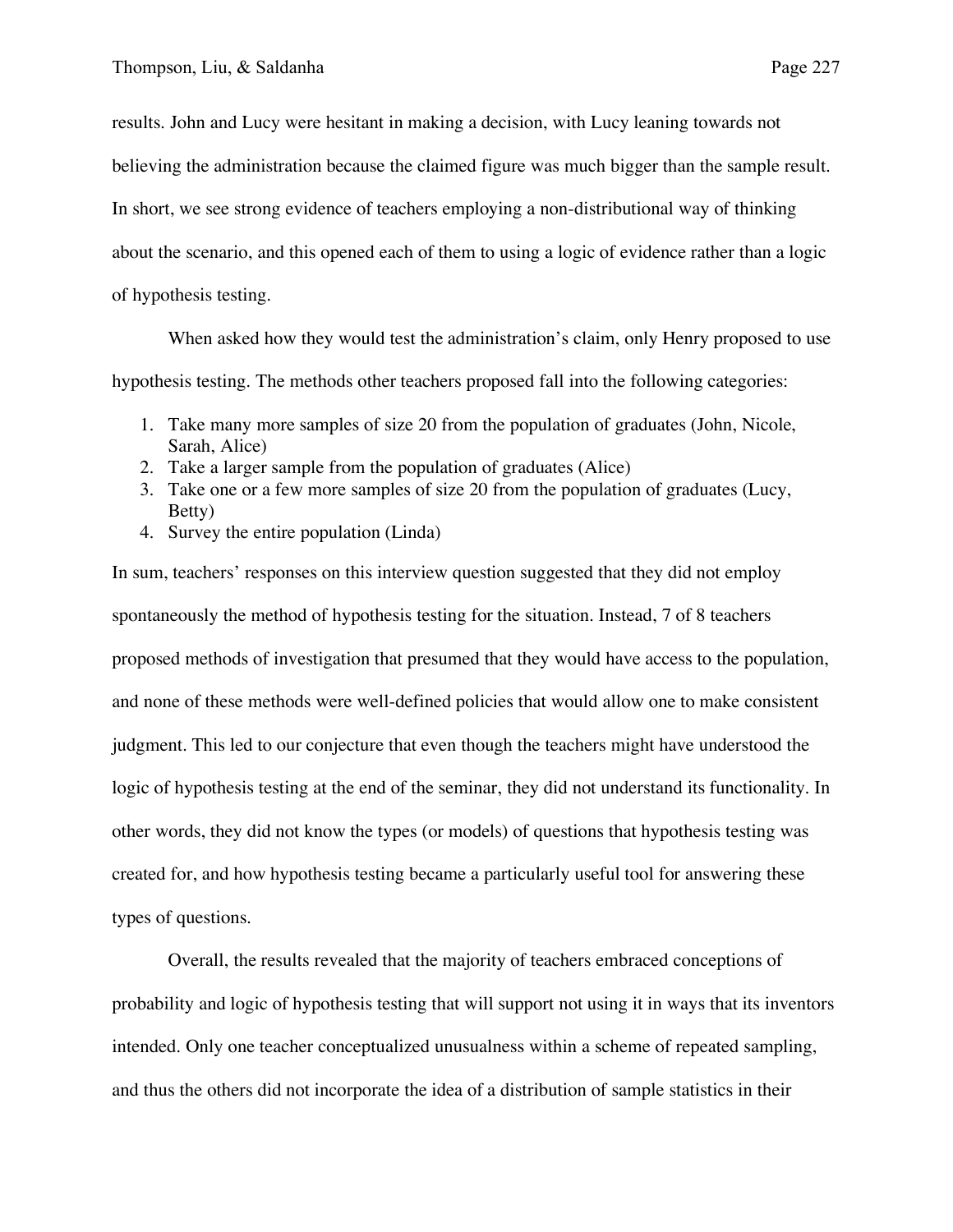results. John and Lucy were hesitant in making a decision, with Lucy leaning towards not believing the administration because the claimed figure was much bigger than the sample result. In short, we see strong evidence of teachers employing a non-distributional way of thinking about the scenario, and this opened each of them to using a logic of evidence rather than a logic of hypothesis testing.

When asked how they would test the administration's claim, only Henry proposed to use hypothesis testing. The methods other teachers proposed fall into the following categories:

1. Take many more samples of size 20 from the population of graduates (John, Nicole, Sarah, Alice)
2. Take a larger sample from the population of graduates (Alice)
3. Take one or a few more samples of size 20 from the population of graduates (Lucy, Betty)
4. Survey the entire population (Linda)

In sum, teachers' responses on this interview question suggested that they did not employ spontaneously the method of hypothesis testing for the situation. Instead, 7 of 8 teachers proposed methods of investigation that presumed that they would have access to the population, and none of these methods were well-defined policies that would allow one to make consistent judgment. This led to our conjecture that even though the teachers might have understood the logic of hypothesis testing at the end of the seminar, they did not understand its functionality. In other words, they did not know the types (or models) of questions that hypothesis testing was created for, and how hypothesis testing became a particularly useful tool for answering these types of questions.

Overall, the results revealed that the majority of teachers embraced conceptions of probability and logic of hypothesis testing that will support not using it in ways that its inventors intended. Only one teacher conceptualized unusualness within a scheme of repeated sampling, and thus the others did not incorporate the idea of a distribution of sample statistics in their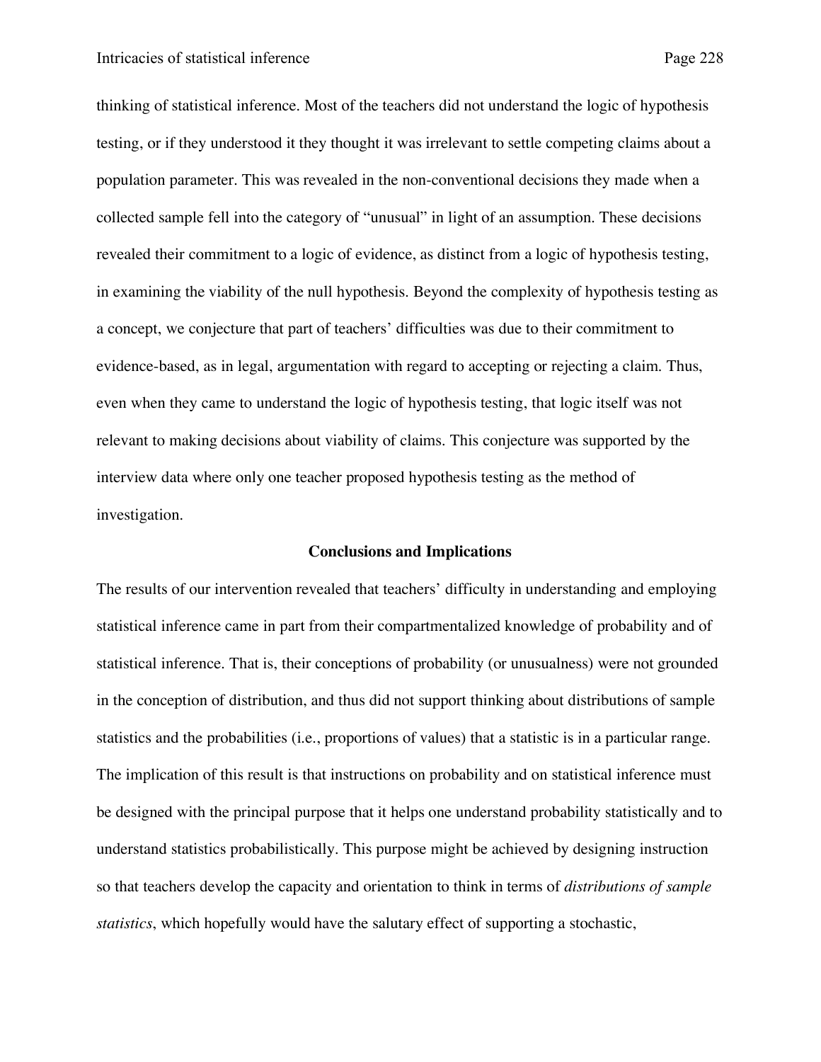thinking of statistical inference. Most of the teachers did not understand the logic of hypothesis testing, or if they understood it they thought it was irrelevant to settle competing claims about a population parameter. This was revealed in the non-conventional decisions they made when a collected sample fell into the category of "unusual" in light of an assumption. These decisions revealed their commitment to a logic of evidence, as distinct from a logic of hypothesis testing, in examining the viability of the null hypothesis. Beyond the complexity of hypothesis testing as a concept, we conjecture that part of teachers' difficulties was due to their commitment to evidence-based, as in legal, argumentation with regard to accepting or rejecting a claim. Thus, even when they came to understand the logic of hypothesis testing, that logic itself was not relevant to making decisions about viability of claims. This conjecture was supported by the interview data where only one teacher proposed hypothesis testing as the method of investigation.

## Conclusions and Implications

The results of our intervention revealed that teachers' difficulty in understanding and employing statistical inference came in part from their compartmentalized knowledge of probability and of statistical inference. That is, their conceptions of probability (or unusualness) were not grounded in the conception of distribution, and thus did not support thinking about distributions of sample statistics and the probabilities (i.e., proportions of values) that a statistic is in a particular range. The implication of this result is that instructions on probability and on statistical inference must be designed with the principal purpose that it helps one understand probability statistically and to understand statistics probabilistically. This purpose might be achieved by designing instruction so that teachers develop the capacity and orientation to think in terms of *distributions of sample statistics*, which hopefully would have the salutary effect of supporting a stochastic,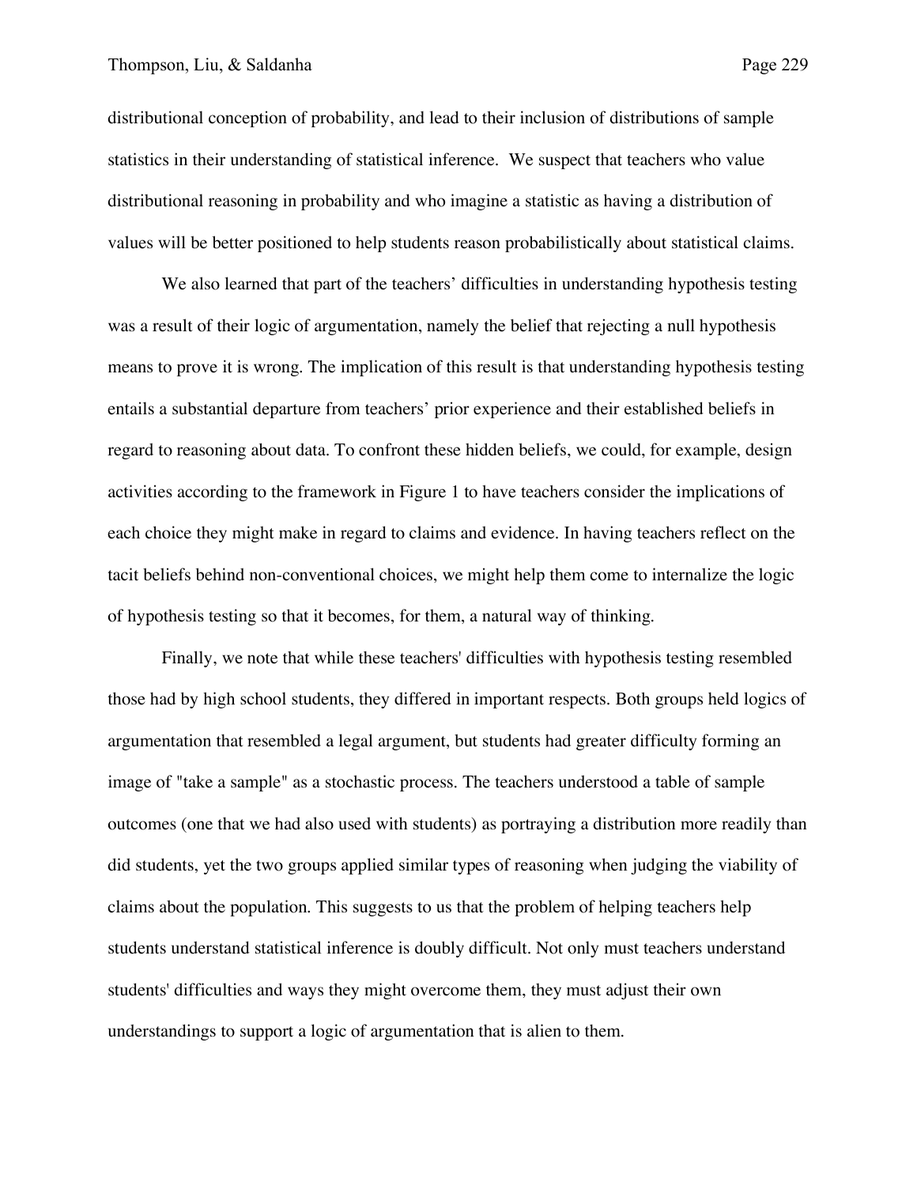distributional conception of probability, and lead to their inclusion of distributions of sample statistics in their understanding of statistical inference. We suspect that teachers who value distributional reasoning in probability and who imagine a statistic as having a distribution of values will be better positioned to help students reason probabilistically about statistical claims.

We also learned that part of the teachers' difficulties in understanding hypothesis testing was a result of their logic of argumentation, namely the belief that rejecting a null hypothesis means to prove it is wrong. The implication of this result is that understanding hypothesis testing entails a substantial departure from teachers' prior experience and their established beliefs in regard to reasoning about data. To confront these hidden beliefs, we could, for example, design activities according to the framework in Figure 1 to have teachers consider the implications of each choice they might make in regard to claims and evidence. In having teachers reflect on the tacit beliefs behind non-conventional choices, we might help them come to internalize the logic of hypothesis testing so that it becomes, for them, a natural way of thinking.

Finally, we note that while these teachers' difficulties with hypothesis testing resembled those had by high school students, they differed in important respects. Both groups held logics of argumentation that resembled a legal argument, but students had greater difficulty forming an image of "take a sample" as a stochastic process. The teachers understood a table of sample outcomes (one that we had also used with students) as portraying a distribution more readily than did students, yet the two groups applied similar types of reasoning when judging the viability of claims about the population. This suggests to us that the problem of helping teachers help students understand statistical inference is doubly difficult. Not only must teachers understand students' difficulties and ways they might overcome them, they must adjust their own understandings to support a logic of argumentation that is alien to them.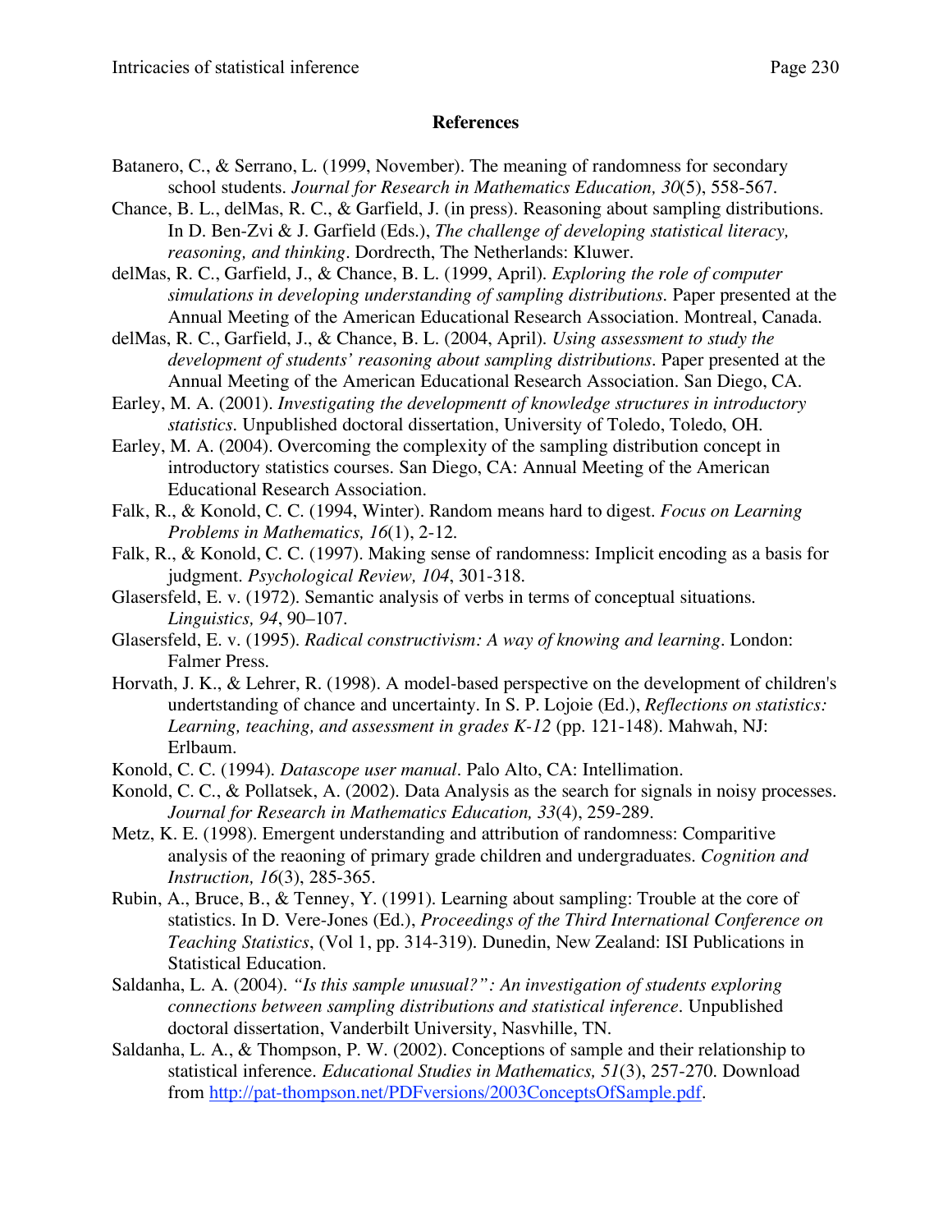## References

Batanero, C., & Serrano, L. (1999, November). The meaning of randomness for secondary school students. *Journal for Research in Mathematics Education, 30*(5), 558-567.

Chance, B. L., delMas, R. C., & Garfield, J. (in press). Reasoning about sampling distributions. In D. Ben-Zvi & J. Garfield (Eds.), *The challenge of developing statistical literacy, reasoning, and thinking*. Dordrecth, The Netherlands: Kluwer.

delMas, R. C., Garfield, J., & Chance, B. L. (1999, April). *Exploring the role of computer simulations in developing understanding of sampling distributions*. Paper presented at the Annual Meeting of the American Educational Research Association. Montreal, Canada.

delMas, R. C., Garfield, J., & Chance, B. L. (2004, April). *Using assessment to study the development of students' reasoning about sampling distributions*. Paper presented at the Annual Meeting of the American Educational Research Association. San Diego, CA.

Earley, M. A. (2001). *Investigating the developmentt of knowledge structures in introductory statistics*. Unpublished doctoral dissertation, University of Toledo, Toledo, OH.

Earley, M. A. (2004). Overcoming the complexity of the sampling distribution concept in introductory statistics courses. San Diego, CA: Annual Meeting of the American Educational Research Association.

Falk, R., & Konold, C. C. (1994, Winter). Random means hard to digest. *Focus on Learning Problems in Mathematics, 16*(1), 2-12.

Falk, R., & Konold, C. C. (1997). Making sense of randomness: Implicit encoding as a basis for judgment. *Psychological Review, 104*, 301-318.

Glasersfeld, E. v. (1972). Semantic analysis of verbs in terms of conceptual situations. *Linguistics, 94*, 90–107.

Glasersfeld, E. v. (1995). *Radical constructivism: A way of knowing and learning*. London: Falmer Press.

Horvath, J. K., & Lehrer, R. (1998). A model-based perspective on the development of children's undertstanding of chance and uncertainty. In S. P. Lojoie (Ed.), *Reflections on statistics: Learning, teaching, and assessment in grades K-12* (pp. 121-148). Mahwah, NJ: Erlbaum.

Konold, C. C. (1994). *Datascope user manual*. Palo Alto, CA: Intellimation.

Konold, C. C., & Pollatsek, A. (2002). Data Analysis as the search for signals in noisy processes. *Journal for Research in Mathematics Education, 33*(4), 259-289.

Metz, K. E. (1998). Emergent understanding and attribution of randomness: Comparitive analysis of the reaoning of primary grade children and undergraduates. *Cognition and Instruction, 16*(3), 285-365.

Rubin, A., Bruce, B., & Tenney, Y. (1991). Learning about sampling: Trouble at the core of statistics. In D. Vere-Jones (Ed.), *Proceedings of the Third International Conference on Teaching Statistics*, (Vol 1, pp. 314-319). Dunedin, New Zealand: ISI Publications in Statistical Education.

Saldanha, L. A. (2004). *"Is this sample unusual?": An investigation of students exploring connections between sampling distributions and statistical inference*. Unpublished doctoral dissertation, Vanderbilt University, Nasvhille, TN.

Saldanha, L. A., & Thompson, P. W. (2002). Conceptions of sample and their relationship to statistical inference. *Educational Studies in Mathematics, 51*(3), 257-270. Download from http://pat-thompson.net/PDFversions/2003ConceptsOfSample.pdf.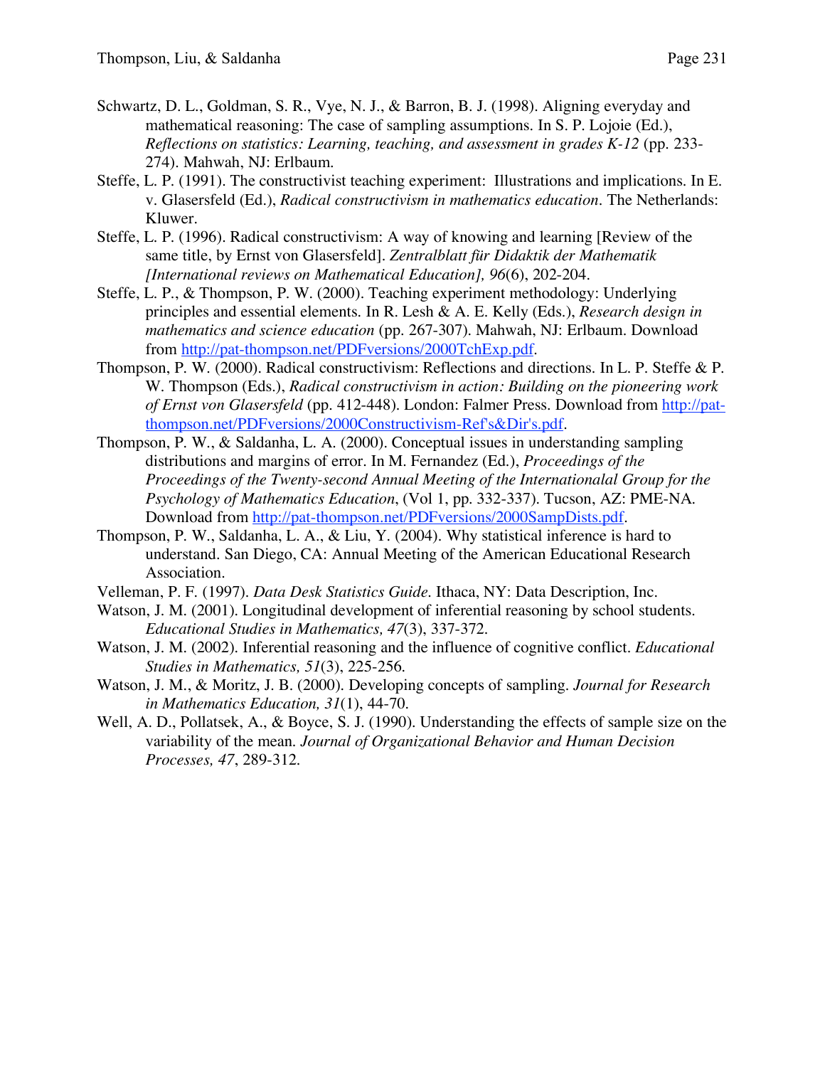Schwartz, D. L., Goldman, S. R., Vye, N. J., & Barron, B. J. (1998). Aligning everyday and mathematical reasoning: The case of sampling assumptions. In S. P. Lojoie (Ed.), *Reflections on statistics: Learning, teaching, and assessment in grades K-12* (pp. 233-274). Mahwah, NJ: Erlbaum.

Steffe, L. P. (1991). The constructivist teaching experiment: Illustrations and implications. In E. v. Glasersfeld (Ed.), *Radical constructivism in mathematics education*. The Netherlands: Kluwer.

Steffe, L. P. (1996). Radical constructivism: A way of knowing and learning [Review of the same title, by Ernst von Glasersfeld]. *Zentralblatt für Didaktik der Mathematik [International reviews on Mathematical Education], 96*(6), 202-204.

Steffe, L. P., & Thompson, P. W. (2000). Teaching experiment methodology: Underlying principles and essential elements. In R. Lesh & A. E. Kelly (Eds.), *Research design in mathematics and science education* (pp. 267-307). Mahwah, NJ: Erlbaum. Download from http://pat-thompson.net/PDFversions/2000TchExp.pdf.

Thompson, P. W. (2000). Radical constructivism: Reflections and directions. In L. P. Steffe & P. W. Thompson (Eds.), *Radical constructivism in action: Building on the pioneering work of Ernst von Glasersfeld* (pp. 412-448). London: Falmer Press. Download from http://pat-thompson.net/PDFversions/2000Constructivism-Ref's&Dir's.pdf.

Thompson, P. W., & Saldanha, L. A. (2000). Conceptual issues in understanding sampling distributions and margins of error. In M. Fernandez (Ed.), *Proceedings of the Proceedings of the Twenty-second Annual Meeting of the Internationalal Group for the Psychology of Mathematics Education*, (Vol 1, pp. 332-337). Tucson, AZ: PME-NA. Download from http://pat-thompson.net/PDFversions/2000SampDists.pdf.

Thompson, P. W., Saldanha, L. A., & Liu, Y. (2004). Why statistical inference is hard to understand. San Diego, CA: Annual Meeting of the American Educational Research Association.

Velleman, P. F. (1997). *Data Desk Statistics Guide*. Ithaca, NY: Data Description, Inc.

Watson, J. M. (2001). Longitudinal development of inferential reasoning by school students. *Educational Studies in Mathematics, 47*(3), 337-372.

Watson, J. M. (2002). Inferential reasoning and the influence of cognitive conflict. *Educational Studies in Mathematics, 51*(3), 225-256.

Watson, J. M., & Moritz, J. B. (2000). Developing concepts of sampling. *Journal for Research in Mathematics Education, 31*(1), 44-70.

Well, A. D., Pollatsek, A., & Boyce, S. J. (1990). Understanding the effects of sample size on the variability of the mean. *Journal of Organizational Behavior and Human Decision Processes, 47*, 289-312.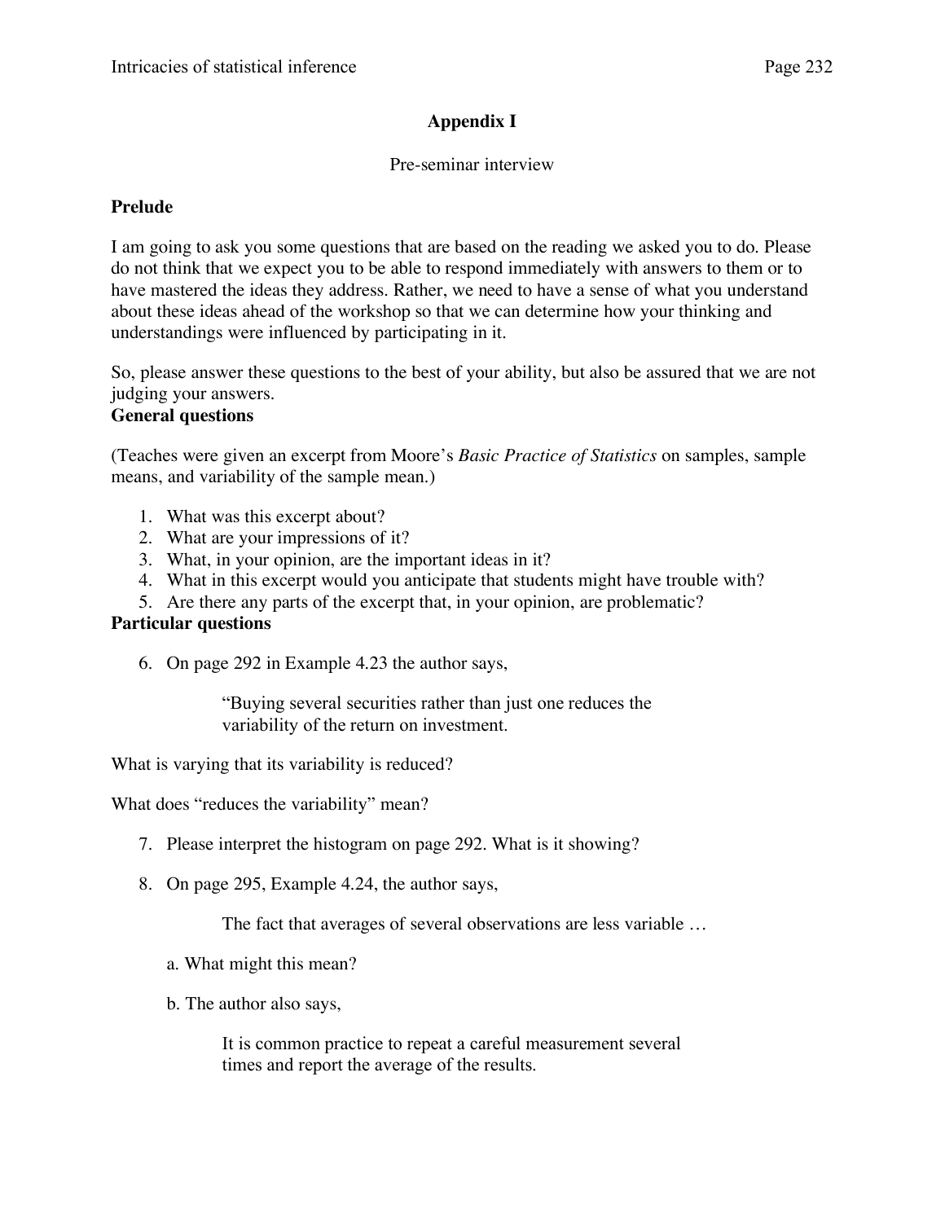## Appendix I

Pre-seminar interview

### Prelude

I am going to ask you some questions that are based on the reading we asked you to do. Please do not think that we expect you to be able to respond immediately with answers to them or to have mastered the ideas they address. Rather, we need to have a sense of what you understand about these ideas ahead of the workshop so that we can determine how your thinking and understandings were influenced by participating in it.

So, please answer these questions to the best of your ability, but also be assured that we are not judging your answers.

### General questions

(Teaches were given an excerpt from Moore's *Basic Practice of Statistics* on samples, sample means, and variability of the sample mean.)

1. What was this excerpt about?
2. What are your impressions of it?
3. What, in your opinion, are the important ideas in it?
4. What in this excerpt would you anticipate that students might have trouble with?
5. Are there any parts of the excerpt that, in your opinion, are problematic?

### Particular questions

6. On page 292 in Example 4.23 the author says,

   > "Buying several securities rather than just one reduces the variability of the return on investment.

What is varying that its variability is reduced?

What does "reduces the variability" mean?

7. Please interpret the histogram on page 292. What is it showing?

8. On page 295, Example 4.24, the author says,

   > The fact that averages of several observations are less variable …

   a. What might this mean?

   b. The author also says,

   > It is common practice to repeat a careful measurement several times and report the average of the results.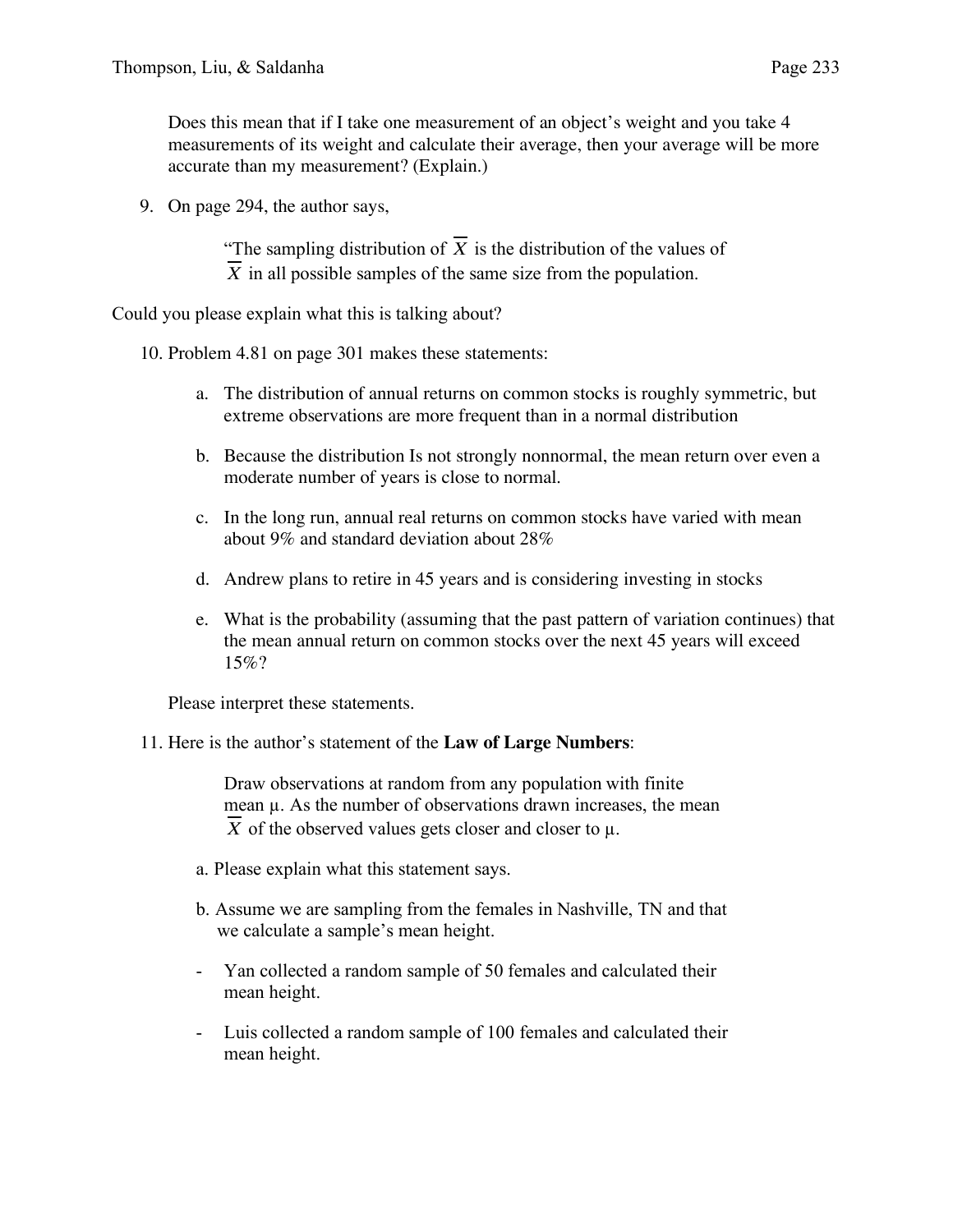Does this mean that if I take one measurement of an object's weight and you take 4 measurements of its weight and calculate their average, then your average will be more accurate than my measurement? (Explain.)

9. On page 294, the author says,

   "The sampling distribution of $\overline{X}$ is the distribution of the values of $\overline{X}$ in all possible samples of the same size from the population.

Could you please explain what this is talking about?

10. Problem 4.81 on page 301 makes these statements:

    a. The distribution of annual returns on common stocks is roughly symmetric, but extreme observations are more frequent than in a normal distribution

    b. Because the distribution Is not strongly nonnormal, the mean return over even a moderate number of years is close to normal.

    c. In the long run, annual real returns on common stocks have varied with mean about 9% and standard deviation about 28%

    d. Andrew plans to retire in 45 years and is considering investing in stocks

    e. What is the probability (assuming that the past pattern of variation continues) that the mean annual return on common stocks over the next 45 years will exceed 15%?

    Please interpret these statements.

11. Here is the author's statement of the **Law of Large Numbers**:

    Draw observations at random from any population with finite mean $\mu$. As the number of observations drawn increases, the mean $\overline{X}$ of the observed values gets closer and closer to $\mu$.

    a. Please explain what this statement says.

    b. Assume we are sampling from the females in Nashville, TN and that we calculate a sample's mean height.

    - Yan collected a random sample of 50 females and calculated their mean height.

    - Luis collected a random sample of 100 females and calculated their mean height.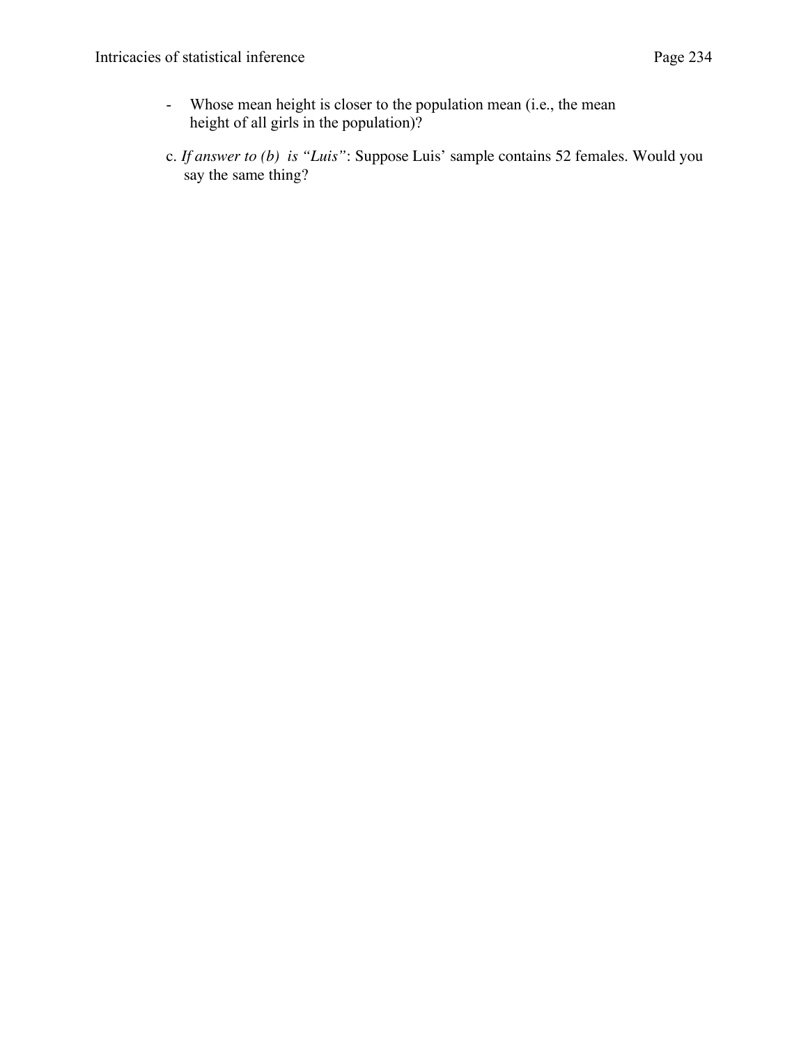- Whose mean height is closer to the population mean (i.e., the mean height of all girls in the population)?

c. *If answer to (b) is "Luis"*: Suppose Luis' sample contains 52 females. Would you say the same thing?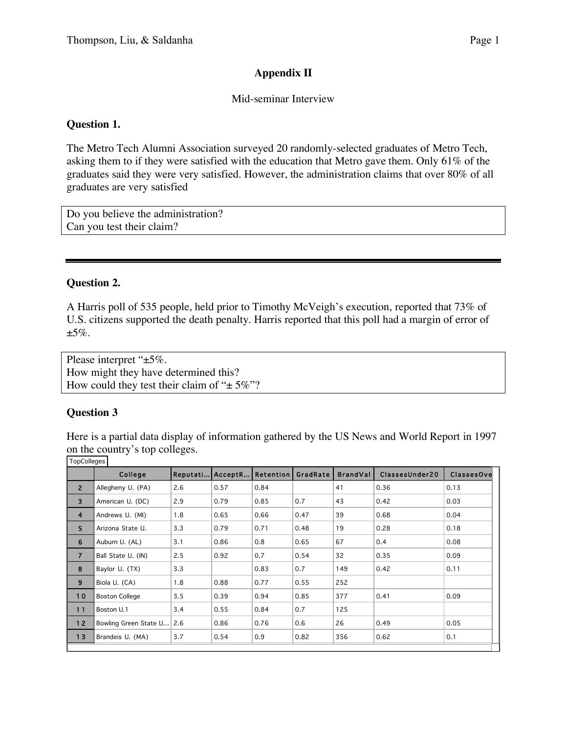## Appendix II

Mid-seminar Interview

### Question 1.

The Metro Tech Alumni Association surveyed 20 randomly-selected graduates of Metro Tech, asking them to if they were satisfied with the education that Metro gave them. Only 61% of the graduates said they were very satisfied. However, the administration claims that over 80% of all graduates are very satisfied

> Do you believe the administration?
> Can you test their claim?

---

### Question 2.

A Harris poll of 535 people, held prior to Timothy McVeigh's execution, reported that 73% of U.S. citizens supported the death penalty. Harris reported that this poll had a margin of error of ±5%.

> Please interpret "±5%.
> How might they have determined this?
> How could they test their claim of "± 5%"?

### Question 3

Here is a partial data display of information gathered by the US News and World Report in 1997 on the country's top colleges.

TopColleges

| | College | Reputati... | AcceptR... | Retention | GradRate | BrandVal | ClassesUnder20 | ClassesOve |
|---|---|---|---|---|---|---|---|---|
| 2 | Allegheny U. (PA) | 2.6 | 0.57 | 0.84 | | 41 | 0.36 | 0.13 |
| 3 | American U. (DC) | 2.9 | 0.79 | 0.85 | 0.7 | 43 | 0.42 | 0.03 |
| 4 | Andrews U. (MI) | 1.8 | 0.65 | 0.66 | 0.47 | 39 | 0.68 | 0.04 |
| 5 | Arizona State U. | 3.3 | 0.79 | 0.71 | 0.48 | 19 | 0.28 | 0.18 |
| 6 | Auburn U. (AL) | 3.1 | 0.86 | 0.8 | 0.65 | 67 | 0.4 | 0.08 |
| 7 | Ball State U. (IN) | 2.5 | 0.92 | 0.7 | 0.54 | 32 | 0.35 | 0.09 |
| 8 | Baylor U. (TX) | 3.3 | | 0.83 | 0.7 | 149 | 0.42 | 0.11 |
| 9 | Biola U. (CA) | 1.8 | 0.88 | 0.77 | 0.55 | 252 | | |
| 10 | Boston College | 3.5 | 0.39 | 0.94 | 0.85 | 377 | 0.41 | 0.09 |
| 11 | Boston U.1 | 3.4 | 0.55 | 0.84 | 0.7 | 125 | | |
| 12 | Bowling Green State U... | 2.6 | 0.86 | 0.76 | 0.6 | 26 | 0.49 | 0.05 |
| 13 | Brandeis U. (MA) | 3.7 | 0.54 | 0.9 | 0.82 | 356 | 0.62 | 0.1 |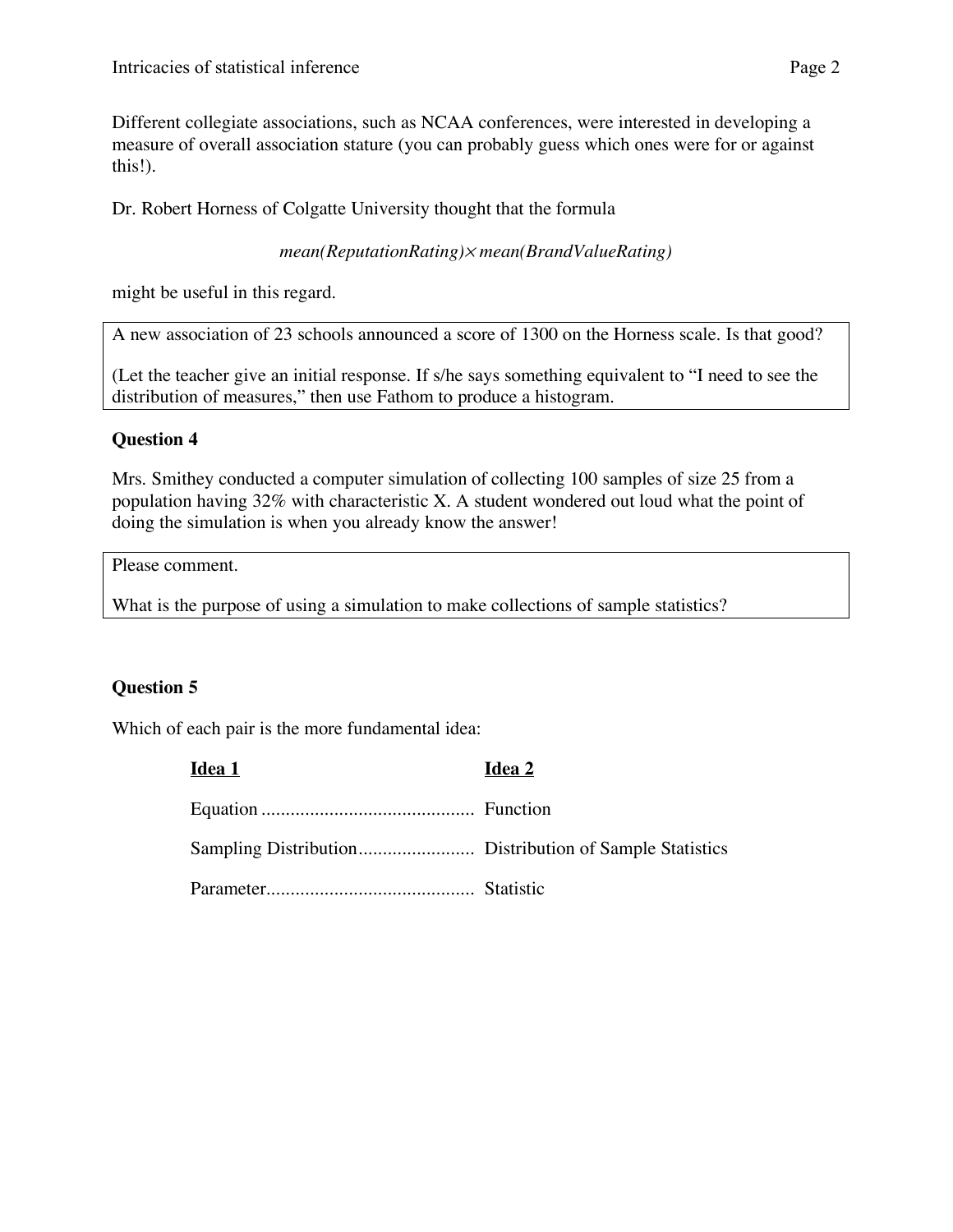Different collegiate associations, such as NCAA conferences, were interested in developing a measure of overall association stature (you can probably guess which ones were for or against this!).

Dr. Robert Horness of Colgatte University thought that the formula

$$\mathit{mean(ReputationRating)} \times \mathit{mean(BrandValueRating)}$$

might be useful in this regard.

A new association of 23 schools announced a score of 1300 on the Horness scale. Is that good?

(Let the teacher give an initial response. If s/he says something equivalent to "I need to see the distribution of measures," then use Fathom to produce a histogram.

### Question 4

Mrs. Smithey conducted a computer simulation of collecting 100 samples of size 25 from a population having 32% with characteristic X. A student wondered out loud what the point of doing the simulation is when you already know the answer!

Please comment.

What is the purpose of using a simulation to make collections of sample statistics?

### Question 5

Which of each pair is the more fundamental idea:

| Idea 1 | Idea 2 |
|---|---|
| Equation | Function |
| Sampling Distribution | Distribution of Sample Statistics |
| Parameter | Statistic |